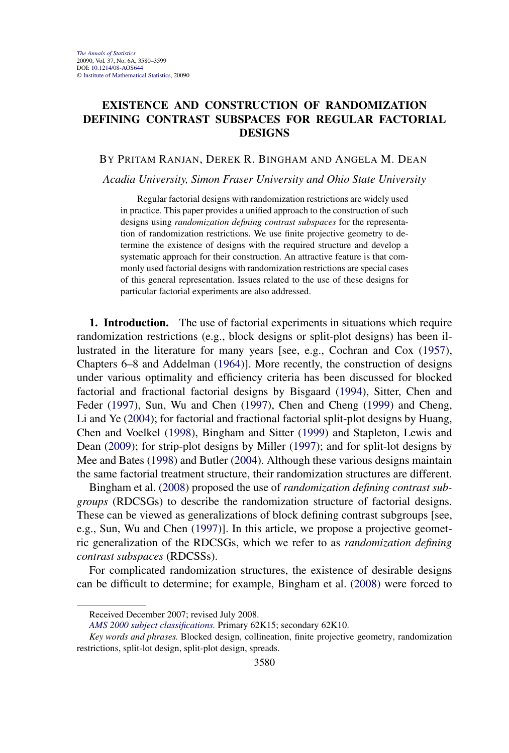# EXISTENCE AND CONSTRUCTION OF RANDOMIZATION DEFINING CONTRAST SUBSPACES FOR REGULAR FACTORIAL DESIGNS

BY PRITAM RANJAN, DEREK R. BINGHAM AND ANGELA M. DEAN

*Acadia University, Simon Fraser University and Ohio State University*

Regular factorial designs with randomization restrictions are widely used in practice. This paper provides a unified approach to the construction of such designs using *randomization defining contrast subspaces* for the representation of randomization restrictions. We use finite projective geometry to determine the existence of designs with the required structure and develop a systematic approach for their construction. An attractive feature is that commonly used factorial designs with randomization restrictions are special cases of this general representation. Issues related to the use of these designs for particular factorial experiments are also addressed.

**1. Introduction.** The use of factorial experiments in situations which require randomization restrictions (e.g., block designs or split-plot designs) has been illustrated in the literature for many years [see, e.g., Cochran and Cox (1957), Chapters 6–8 and Addelman (1964)]. More recently, the construction of designs under various optimality and efficiency criteria has been discussed for blocked factorial and fractional factorial designs by Bisgaard (1994), Sitter, Chen and Feder (1997), Sun, Wu and Chen (1997), Chen and Cheng (1999) and Cheng, Li and Ye (2004); for factorial and fractional factorial split-plot designs by Huang, Chen and Voelkel (1998), Bingham and Sitter (1999) and Stapleton, Lewis and Dean (2009); for strip-plot designs by Miller (1997); and for split-lot designs by Mee and Bates (1998) and Butler (2004). Although these various designs maintain the same factorial treatment structure, their randomization structures are different.

Bingham et al. (2008) proposed the use of *randomization defining contrast subgroups* (RDCSGs) to describe the randomization structure of factorial designs. These can be viewed as generalizations of block defining contrast subgroups [see, e.g., Sun, Wu and Chen (1997)]. In this article, we propose a projective geometric generalization of the RDCSGs, which we refer to as *randomization defining contrast subspaces* (RDCSSs).

For complicated randomization structures, the existence of desirable designs can be difficult to determine; for example, Bingham et al. (2008) were forced to

Received December 2007; revised July 2008.

*AMS 2000 subject classifications.* Primary 62K15; secondary 62K10.

*Key words and phrases.* Blocked design, collineation, finite projective geometry, randomization restrictions, split-lot design, split-plot design, spreads.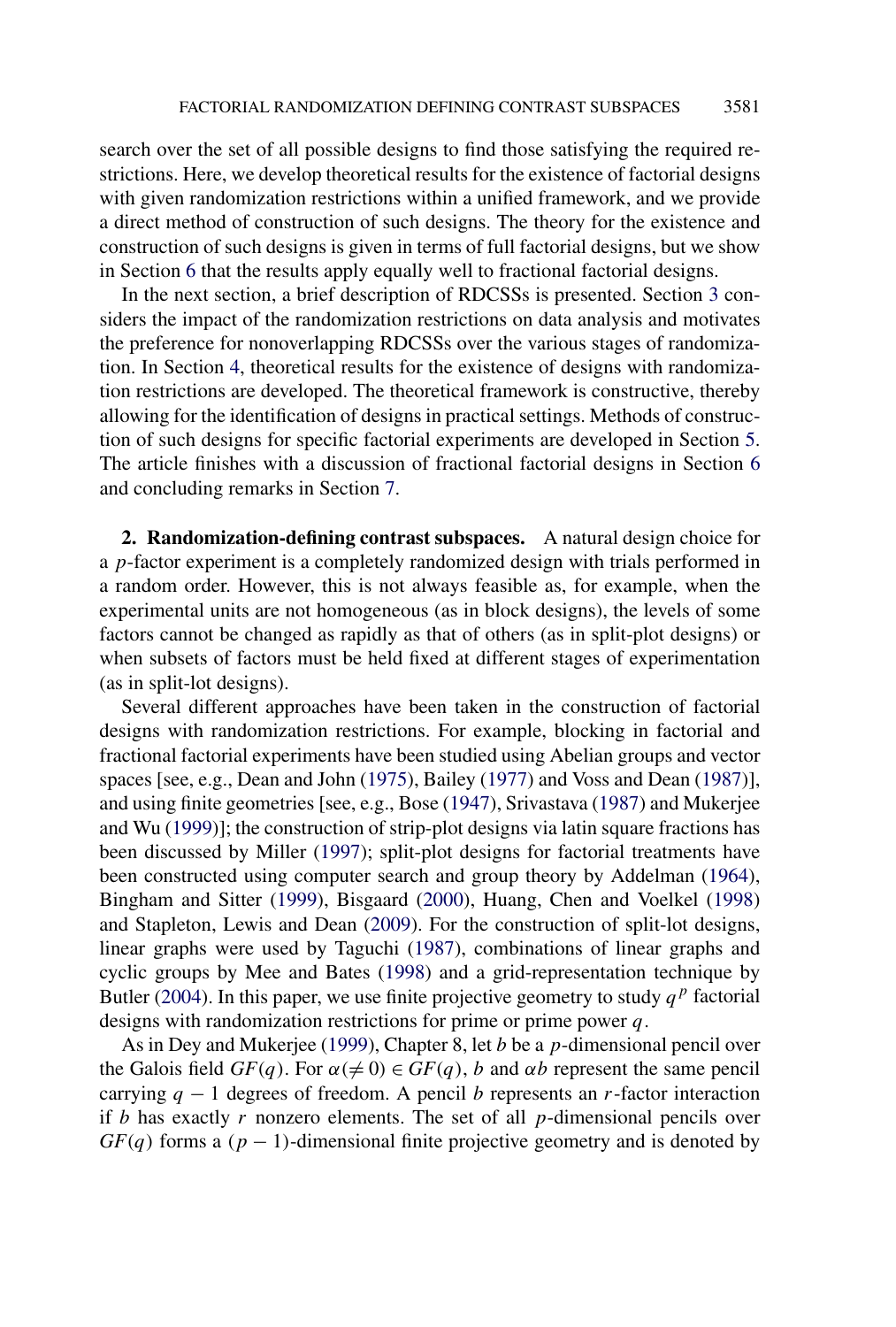search over the set of all possible designs to find those satisfying the required restrictions. Here, we develop theoretical results for the existence of factorial designs with given randomization restrictions within a unified framework, and we provide a direct method of construction of such designs. The theory for the existence and construction of such designs is given in terms of full factorial designs, but we show in Section 6 that the results apply equally well to fractional factorial designs.

In the next section, a brief description of RDCSSs is presented. Section 3 considers the impact of the randomization restrictions on data analysis and motivates the preference for nonoverlapping RDCSSs over the various stages of randomization. In Section 4, theoretical results for the existence of designs with randomization restrictions are developed. The theoretical framework is constructive, thereby allowing for the identification of designs in practical settings. Methods of construction of such designs for specific factorial experiments are developed in Section 5. The article finishes with a discussion of fractional factorial designs in Section 6 and concluding remarks in Section 7.

## 2. Randomization-defining contrast subspaces.

A natural design choice for a $p$-factor experiment is a completely randomized design with trials performed in a random order. However, this is not always feasible as, for example, when the experimental units are not homogeneous (as in block designs), the levels of some factors cannot be changed as rapidly as that of others (as in split-plot designs) or when subsets of factors must be held fixed at different stages of experimentation (as in split-lot designs).

Several different approaches have been taken in the construction of factorial designs with randomization restrictions. For example, blocking in factorial and fractional factorial experiments have been studied using Abelian groups and vector spaces [see, e.g., Dean and John (1975), Bailey (1977) and Voss and Dean (1987)], and using finite geometries [see, e.g., Bose (1947), Srivastava (1987) and Mukerjee and Wu (1999)]; the construction of strip-plot designs via latin square fractions has been discussed by Miller (1997); split-plot designs for factorial treatments have been constructed using computer search and group theory by Addelman (1964), Bingham and Sitter (1999), Bisgaard (2000), Huang, Chen and Voelkel (1998) and Stapleton, Lewis and Dean (2009). For the construction of split-lot designs, linear graphs were used by Taguchi (1987), combinations of linear graphs and cyclic groups by Mee and Bates (1998) and a grid-representation technique by Butler (2004). In this paper, we use finite projective geometry to study $q^p$ factorial designs with randomization restrictions for prime or prime power $q$.

As in Dey and Mukerjee (1999), Chapter 8, let $b$ be a $p$-dimensional pencil over the Galois field $GF(q)$. For $\alpha(\neq 0) \in GF(q)$, $b$ and $\alpha b$ represent the same pencil carrying $q-1$ degrees of freedom. A pencil $b$ represents an $r$-factor interaction if $b$ has exactly $r$ nonzero elements. The set of all $p$-dimensional pencils over $GF(q)$ forms a $(p-1)$-dimensional finite projective geometry and is denoted by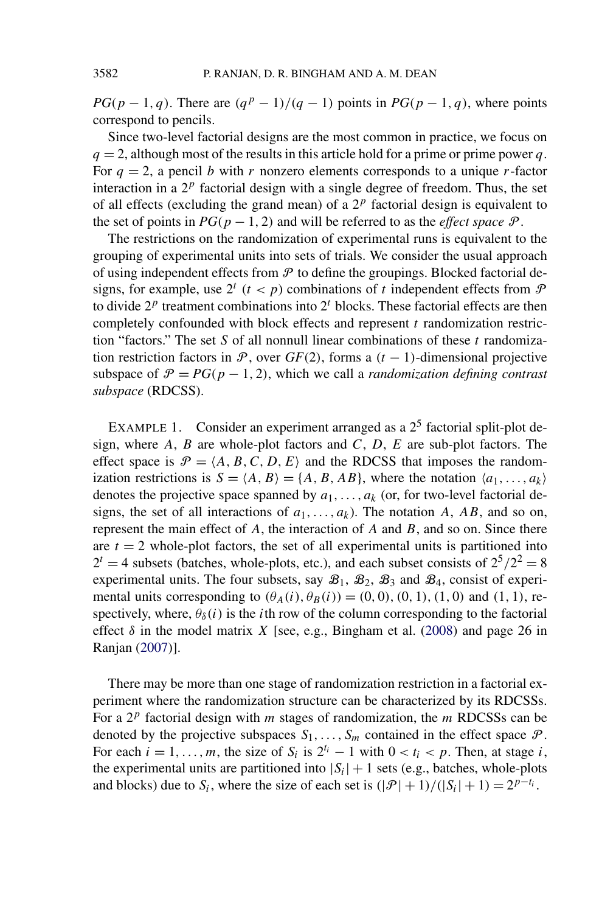$PG(p-1, q)$. There are $(q^p - 1)/(q - 1)$ points in $PG(p-1, q)$, where points correspond to pencils.

Since two-level factorial designs are the most common in practice, we focus on $q = 2$, although most of the results in this article hold for a prime or prime power $q$. For $q = 2$, a pencil $b$ with $r$ nonzero elements corresponds to a unique $r$-factor interaction in a $2^p$ factorial design with a single degree of freedom. Thus, the set of all effects (excluding the grand mean) of a $2^p$ factorial design is equivalent to the set of points in $PG(p-1, 2)$ and will be referred to as the *effect space* $\mathcal{P}$.

The restrictions on the randomization of experimental runs is equivalent to the grouping of experimental units into sets of trials. We consider the usual approach of using independent effects from $\mathcal{P}$ to define the groupings. Blocked factorial designs, for example, use $2^t$ $(t < p)$ combinations of $t$ independent effects from $\mathcal{P}$ to divide $2^p$ treatment combinations into $2^t$ blocks. These factorial effects are then completely confounded with block effects and represent $t$ randomization restriction "factors." The set $S$ of all nonnull linear combinations of these $t$ randomization restriction factors in $\mathcal{P}$, over $GF(2)$, forms a $(t-1)$-dimensional projective subspace of $\mathcal{P} = PG(p-1, 2)$, which we call a *randomization defining contrast subspace* (RDCSS).

EXAMPLE 1. Consider an experiment arranged as a $2^5$ factorial split-plot design, where $A$, $B$ are whole-plot factors and $C$, $D$, $E$ are sub-plot factors. The effect space is $\mathcal{P} = \langle A, B, C, D, E \rangle$ and the RDCSS that imposes the randomization restrictions is $S = \langle A, B \rangle = \{A, B, AB\}$, where the notation $\langle a_1, \ldots, a_k \rangle$ denotes the projective space spanned by $a_1, \ldots, a_k$ (or, for two-level factorial designs, the set of all interactions of $a_1, \ldots, a_k$). The notation $A$, $AB$, and so on, represent the main effect of $A$, the interaction of $A$ and $B$, and so on. Since there are $t = 2$ whole-plot factors, the set of all experimental units is partitioned into $2^t = 4$ subsets (batches, whole-plots, etc.), and each subset consists of $2^5/2^2 = 8$ experimental units. The four subsets, say $\mathcal{B}_1$, $\mathcal{B}_2$, $\mathcal{B}_3$ and $\mathcal{B}_4$, consist of experimental units corresponding to $(\theta_A(i), \theta_B(i)) = (0, 0)$, $(0, 1)$, $(1, 0)$ and $(1, 1)$, respectively, where, $\theta_\delta(i)$ is the $i$th row of the column corresponding to the factorial effect $\delta$ in the model matrix $X$ [see, e.g., Bingham et al. (2008) and page 26 in Ranjan (2007)].

There may be more than one stage of randomization restriction in a factorial experiment where the randomization structure can be characterized by its RDCSSs. For a $2^p$ factorial design with $m$ stages of randomization, the $m$ RDCSSs can be denoted by the projective subspaces $S_1, \ldots, S_m$ contained in the effect space $\mathcal{P}$. For each $i = 1, \ldots, m$, the size of $S_i$ is $2^{t_i} - 1$ with $0 < t_i < p$. Then, at stage $i$, the experimental units are partitioned into $|S_i| + 1$ sets (e.g., batches, whole-plots and blocks) due to $S_i$, where the size of each set is $(|\mathcal{P}| + 1)/(|S_i| + 1) = 2^{p - t_i}$.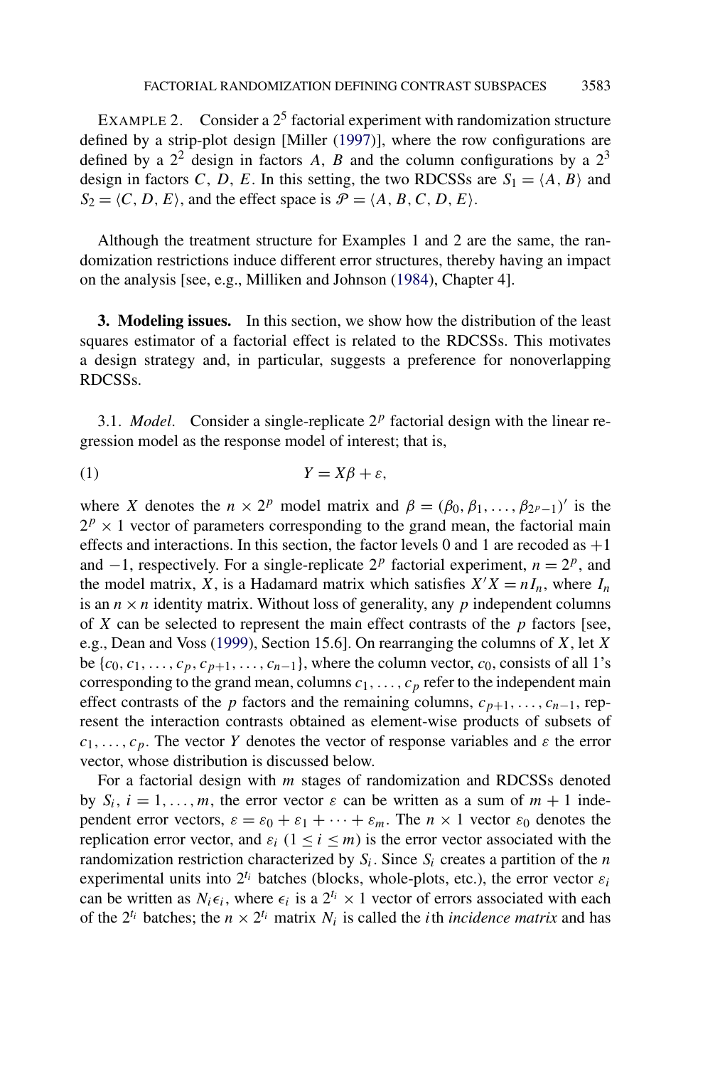EXAMPLE 2. Consider a $2^5$ factorial experiment with randomization structure defined by a strip-plot design [Miller (1997)], where the row configurations are defined by a $2^2$ design in factors $A$, $B$ and the column configurations by a $2^3$ design in factors $C$, $D$, $E$. In this setting, the two RDCSSs are $S_1 = \langle A, B\rangle$ and $S_2 = \langle C, D, E\rangle$, and the effect space is $\mathcal{P} = \langle A, B, C, D, E\rangle$.

Although the treatment structure for Examples 1 and 2 are the same, the randomization restrictions induce different error structures, thereby having an impact on the analysis [see, e.g., Milliken and Johnson (1984), Chapter 4].

**3. Modeling issues.** In this section, we show how the distribution of the least squares estimator of a factorial effect is related to the RDCSSs. This motivates a design strategy and, in particular, suggests a preference for nonoverlapping RDCSSs.

3.1. *Model.* Consider a single-replicate $2^p$ factorial design with the linear regression model as the response model of interest; that is,

$$Y = X\beta + \varepsilon, \tag{1}$$

where $X$ denotes the $n \times 2^p$ model matrix and $\beta = (\beta_0, \beta_1, \dots, \beta_{2^p-1})'$ is the $2^p \times 1$ vector of parameters corresponding to the grand mean, the factorial main effects and interactions. In this section, the factor levels 0 and 1 are recoded as $+1$ and $-1$, respectively. For a single-replicate $2^p$ factorial experiment, $n = 2^p$, and the model matrix, $X$, is a Hadamard matrix which satisfies $X'X = nI_n$, where $I_n$ is an $n \times n$ identity matrix. Without loss of generality, any $p$ independent columns of $X$ can be selected to represent the main effect contrasts of the $p$ factors [see, e.g., Dean and Voss (1999), Section 15.6]. On rearranging the columns of $X$, let $X$ be $\{c_0, c_1, \dots, c_p, c_{p+1}, \dots, c_{n-1}\}$, where the column vector, $c_0$, consists of all 1's corresponding to the grand mean, columns $c_1, \dots, c_p$ refer to the independent main effect contrasts of the $p$ factors and the remaining columns, $c_{p+1}, \dots, c_{n-1}$, represent the interaction contrasts obtained as element-wise products of subsets of $c_1, \dots, c_p$. The vector $Y$ denotes the vector of response variables and $\varepsilon$ the error vector, whose distribution is discussed below.

For a factorial design with $m$ stages of randomization and RDCSSs denoted by $S_i$, $i = 1, \dots, m$, the error vector $\varepsilon$ can be written as a sum of $m + 1$ independent error vectors, $\varepsilon = \varepsilon_0 + \varepsilon_1 + \cdots + \varepsilon_m$. The $n \times 1$ vector $\varepsilon_0$ denotes the replication error vector, and $\varepsilon_i$ $(1 \le i \le m)$ is the error vector associated with the randomization restriction characterized by $S_i$. Since $S_i$ creates a partition of the $n$ experimental units into $2^{t_i}$ batches (blocks, whole-plots, etc.), the error vector $\varepsilon_i$ can be written as $N_i\epsilon_i$, where $\epsilon_i$ is a $2^{t_i} \times 1$ vector of errors associated with each of the $2^{t_i}$ batches; the $n \times 2^{t_i}$ matrix $N_i$ is called the $i$th *incidence matrix* and has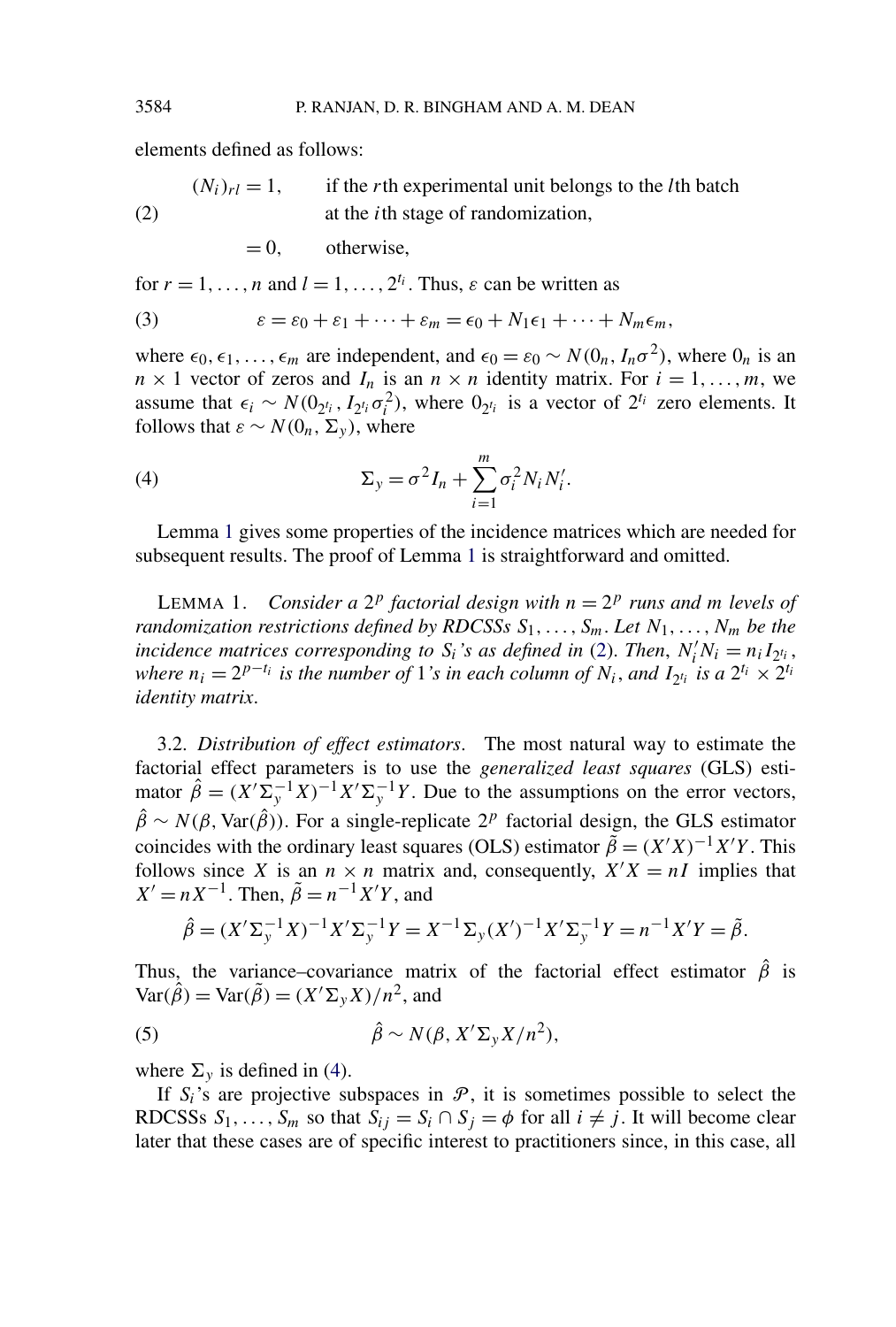elements defined as follows:

$$
\begin{aligned}
(N_i)_{rl} &= 1, \qquad \text{if the } r\text{th experimental unit belongs to the } l\text{th batch} \\
&\qquad\qquad \text{at the } i\text{th stage of randomization,} \\
&= 0, \qquad \text{otherwise,}
\end{aligned} \tag{2}
$$

for $r = 1, \ldots, n$ and $l = 1, \ldots, 2^{t_i}$. Thus, $\varepsilon$ can be written as

$$
\varepsilon = \varepsilon_0 + \varepsilon_1 + \cdots + \varepsilon_m = \epsilon_0 + N_1\epsilon_1 + \cdots + N_m\epsilon_m, \tag{3}
$$

where $\epsilon_0, \epsilon_1, \ldots, \epsilon_m$ are independent, and $\epsilon_0 = \varepsilon_0 \sim N(0_n, I_n\sigma^2)$, where $0_n$ is an $n \times 1$ vector of zeros and $I_n$ is an $n \times n$ identity matrix. For $i = 1, \ldots, m$, we assume that $\epsilon_i \sim N(0_{2^{t_i}}, I_{2^{t_i}}\sigma_i^2)$, where $0_{2^{t_i}}$ is a vector of $2^{t_i}$ zero elements. It follows that $\varepsilon \sim N(0_n, \Sigma_y)$, where

$$
\Sigma_y = \sigma^2 I_n + \sum_{i=1}^{m} \sigma_i^2 N_i N_i'. \tag{4}
$$

Lemma 1 gives some properties of the incidence matrices which are needed for subsequent results. The proof of Lemma 1 is straightforward and omitted.

LEMMA 1. *Consider a $2^p$ factorial design with $n = 2^p$ runs and $m$ levels of randomization restrictions defined by RDCSSs $S_1, \ldots, S_m$. Let $N_1, \ldots, N_m$ be the incidence matrices corresponding to $S_i$'s as defined in* (2). *Then, $N_i'N_i = n_i I_{2^{t_i}}$, where $n_i = 2^{p-t_i}$ is the number of 1's in each column of $N_i$, and $I_{2^{t_i}}$ is a $2^{t_i} \times 2^{t_i}$ identity matrix.*

3.2. *Distribution of effect estimators*. The most natural way to estimate the factorial effect parameters is to use the *generalized least squares* (GLS) estimator $\hat{\beta} = (X'\Sigma_y^{-1}X)^{-1}X'\Sigma_y^{-1}Y$. Due to the assumptions on the error vectors, $\hat{\beta} \sim N(\beta, \mathrm{Var}(\hat{\beta}))$. For a single-replicate $2^p$ factorial design, the GLS estimator coincides with the ordinary least squares (OLS) estimator $\tilde{\beta} = (X'X)^{-1}X'Y$. This follows since $X$ is an $n \times n$ matrix and, consequently, $X'X = nI$ implies that $X' = nX^{-1}$. Then, $\tilde{\beta} = n^{-1}X'Y$, and

$$
\hat{\beta} = (X'\Sigma_y^{-1}X)^{-1}X'\Sigma_y^{-1}Y = X^{-1}\Sigma_y(X')^{-1}X'\Sigma_y^{-1}Y = n^{-1}X'Y = \tilde{\beta}.
$$

Thus, the variance–covariance matrix of the factorial effect estimator $\hat{\beta}$ is $\mathrm{Var}(\hat{\beta}) = \mathrm{Var}(\tilde{\beta}) = (X'\Sigma_y X)/n^2$, and

$$
\hat{\beta} \sim N(\beta, X'\Sigma_y X/n^2), \tag{5}
$$

where $\Sigma_y$ is defined in (4).

If $S_i$'s are projective subspaces in $\mathcal{P}$, it is sometimes possible to select the RDCSSs $S_1, \ldots, S_m$ so that $S_{ij} = S_i \cap S_j = \phi$ for all $i \neq j$. It will become clear later that these cases are of specific interest to practitioners since, in this case, all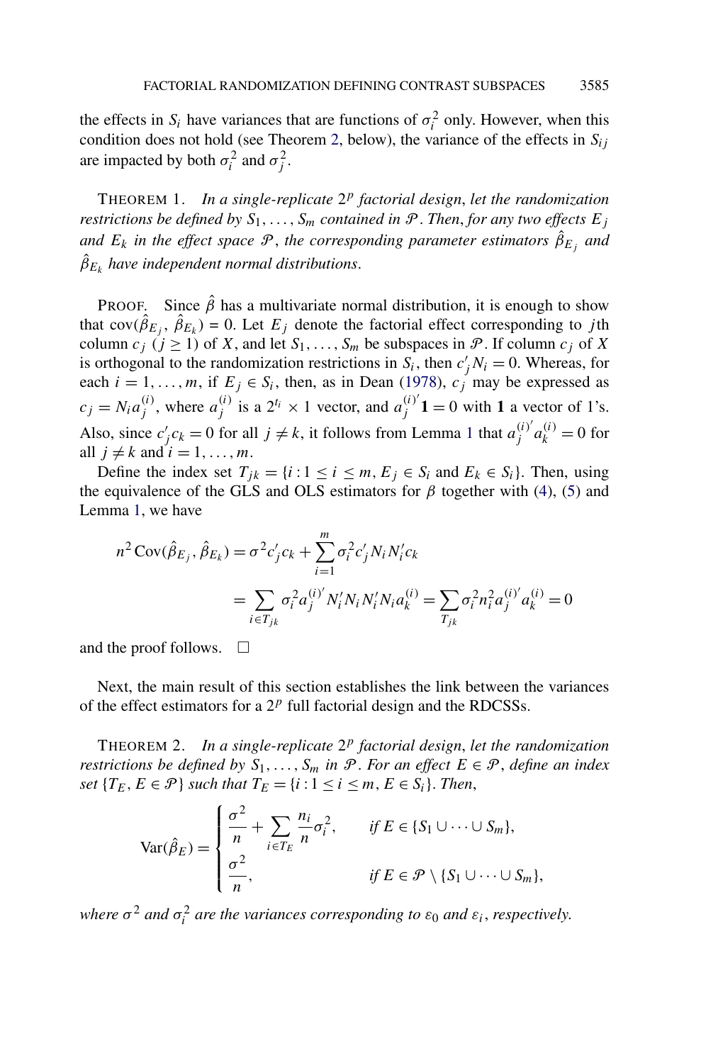the effects in $S_i$ have variances that are functions of $\sigma_i^2$ only. However, when this condition does not hold (see Theorem 2, below), the variance of the effects in $S_{ij}$ are impacted by both $\sigma_i^2$ and $\sigma_j^2$.

THEOREM 1. *In a single-replicate $2^p$ factorial design, let the randomization restrictions be defined by $S_1, \dots, S_m$ contained in $\mathcal{P}$. Then, for any two effects $E_j$ and $E_k$ in the effect space $\mathcal{P}$, the corresponding parameter estimators $\hat{\beta}_{E_j}$ and $\hat{\beta}_{E_k}$ have independent normal distributions.*

PROOF. Since $\hat{\beta}$ has a multivariate normal distribution, it is enough to show that $\text{cov}(\hat{\beta}_{E_j}, \hat{\beta}_{E_k}) = 0$. Let $E_j$ denote the factorial effect corresponding to $j$th column $c_j$ ($j \geq 1$) of $X$, and let $S_1, \dots, S_m$ be subspaces in $\mathcal{P}$. If column $c_j$ of $X$ is orthogonal to the randomization restrictions in $S_i$, then $c_j' N_i = 0$. Whereas, for each $i = 1, \dots, m$, if $E_j \in S_i$, then, as in Dean (1978), $c_j$ may be expressed as $c_j = N_i a_j^{(i)}$, where $a_j^{(i)}$ is a $2^{t_i} \times 1$ vector, and $a_j^{(i)'} \mathbf{1} = 0$ with $\mathbf{1}$ a vector of 1's. Also, since $c_j' c_k = 0$ for all $j \neq k$, it follows from Lemma 1 that $a_j^{(i)'} a_k^{(i)} = 0$ for all $j \neq k$ and $i = 1, \dots, m$.

Define the index set $T_{jk} = \{i : 1 \leq i \leq m, E_j \in S_i \text{ and } E_k \in S_i\}$. Then, using the equivalence of the GLS and OLS estimators for $\beta$ together with (4), (5) and Lemma 1, we have

$$
\begin{aligned}
n^2 \operatorname{Cov}(\hat{\beta}_{E_j}, \hat{\beta}_{E_k}) &= \sigma^2 c_j' c_k + \sum_{i=1}^{m} \sigma_i^2 c_j' N_i N_i' c_k \\
&= \sum_{i \in T_{jk}} \sigma_i^2 a_j^{(i)'} N_i' N_i N_i' N_i a_k^{(i)} = \sum_{T_{jk}} \sigma_i^2 n_i^2 a_j^{(i)'} a_k^{(i)} = 0
\end{aligned}
$$

and the proof follows. $\square$

Next, the main result of this section establishes the link between the variances of the effect estimators for a $2^p$ full factorial design and the RDCSSs.

THEOREM 2. *In a single-replicate $2^p$ factorial design, let the randomization restrictions be defined by $S_1, \dots, S_m$ in $\mathcal{P}$. For an effect $E \in \mathcal{P}$, define an index set $\{T_E, E \in \mathcal{P}\}$ such that $T_E = \{i : 1 \leq i \leq m, E \in S_i\}$. Then,*

$$
\operatorname{Var}(\hat{\beta}_E) = \begin{cases} \dfrac{\sigma^2}{n} + \displaystyle\sum_{i \in T_E} \dfrac{n_i}{n} \sigma_i^2, & \text{if } E \in \{S_1 \cup \dots \cup S_m\}, \\[2ex] \dfrac{\sigma^2}{n}, & \text{if } E \in \mathcal{P} \setminus \{S_1 \cup \dots \cup S_m\}, \end{cases}
$$

*where $\sigma^2$ and $\sigma_i^2$ are the variances corresponding to $\varepsilon_0$ and $\varepsilon_i$, respectively.*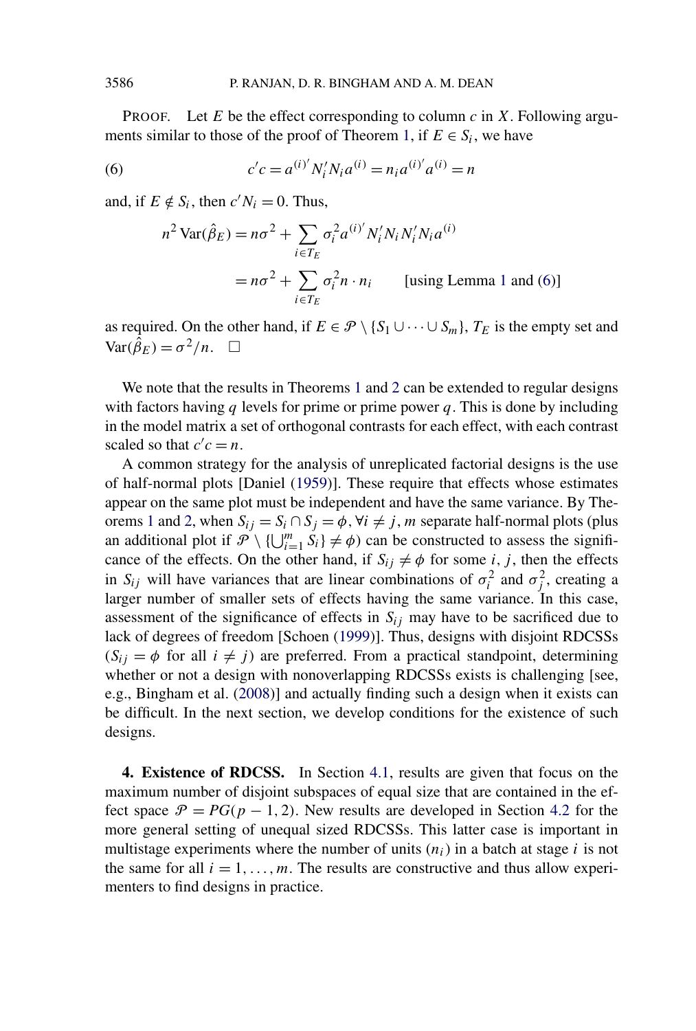PROOF. Let $E$ be the effect corresponding to column $c$ in $X$. Following arguments similar to those of the proof of Theorem 1, if $E \in S_i$, we have

$$c'c = a^{(i)'} N_i' N_i a^{(i)} = n_i a^{(i)'} a^{(i)} = n \tag{6}$$

and, if $E \notin S_i$, then $c' N_i = 0$. Thus,

$$\begin{aligned} n^2 \operatorname{Var}(\hat{\beta}_E) &= n\sigma^2 + \sum_{i \in T_E} \sigma_i^2 a^{(i)'} N_i' N_i N_i' N_i a^{(i)} \\ &= n\sigma^2 + \sum_{i \in T_E} \sigma_i^2 n \cdot n_i \qquad \text{[using Lemma 1 and (6)]} \end{aligned}$$

as required. On the other hand, if $E \in \mathcal{P} \setminus \{S_1 \cup \cdots \cup S_m\}$, $T_E$ is the empty set and $\operatorname{Var}(\hat{\beta}_E) = \sigma^2/n$. $\square$

We note that the results in Theorems 1 and 2 can be extended to regular designs with factors having $q$ levels for prime or prime power $q$. This is done by including in the model matrix a set of orthogonal contrasts for each effect, with each contrast scaled so that $c'c = n$.

A common strategy for the analysis of unreplicated factorial designs is the use of half-normal plots [Daniel (1959)]. These require that effects whose estimates appear on the same plot must be independent and have the same variance. By Theorems 1 and 2, when $S_{ij} = S_i \cap S_j = \phi, \forall i \neq j$, $m$ separate half-normal plots (plus an additional plot if $\mathcal{P} \setminus \{\bigcup_{i=1}^m S_i\} \neq \phi$) can be constructed to assess the significance of the effects. On the other hand, if $S_{ij} \neq \phi$ for some $i, j$, then the effects in $S_{ij}$ will have variances that are linear combinations of $\sigma_i^2$ and $\sigma_j^2$, creating a larger number of smaller sets of effects having the same variance. In this case, assessment of the significance of effects in $S_{ij}$ may have to be sacrificed due to lack of degrees of freedom [Schoen (1999)]. Thus, designs with disjoint RDCSSs ($S_{ij} = \phi$ for all $i \neq j$) are preferred. From a practical standpoint, determining whether or not a design with nonoverlapping RDCSSs exists is challenging [see, e.g., Bingham et al. (2008)] and actually finding such a design when it exists can be difficult. In the next section, we develop conditions for the existence of such designs.

**4. Existence of RDCSS.** In Section 4.1, results are given that focus on the maximum number of disjoint subspaces of equal size that are contained in the effect space $\mathcal{P} = PG(p-1, 2)$. New results are developed in Section 4.2 for the more general setting of unequal sized RDCSSs. This latter case is important in multistage experiments where the number of units ($n_i$) in a batch at stage $i$ is not the same for all $i = 1, \ldots, m$. The results are constructive and thus allow experimenters to find designs in practice.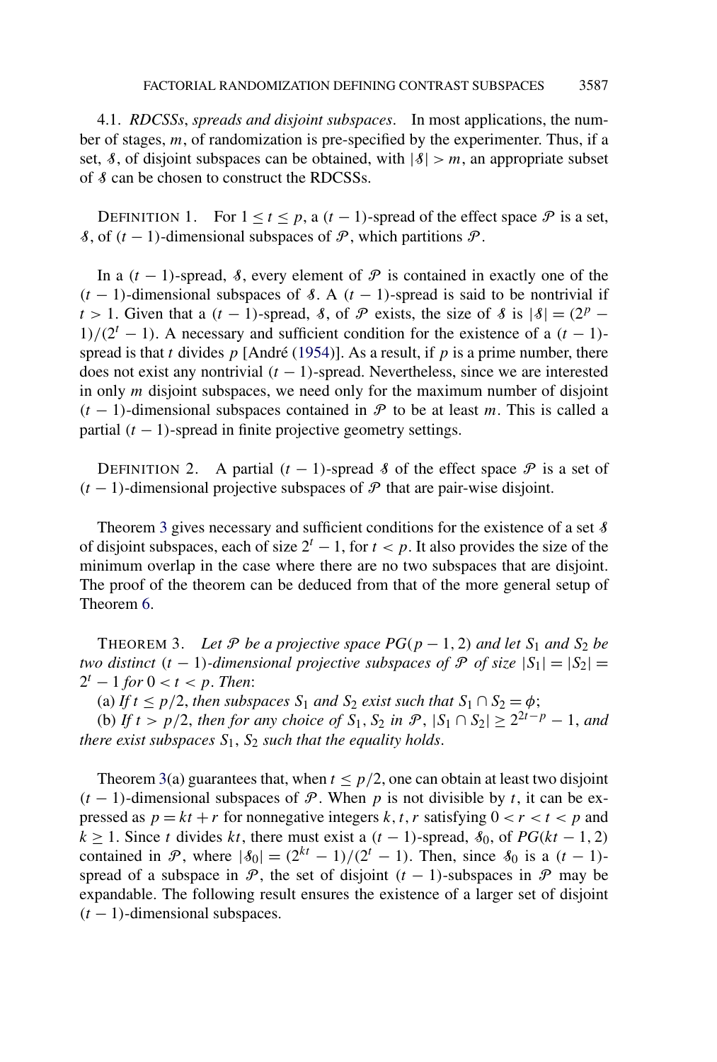4.1. *RDCSSs, spreads and disjoint subspaces*. In most applications, the number of stages, $m$, of randomization is pre-specified by the experimenter. Thus, if a set, $\mathcal{S}$, of disjoint subspaces can be obtained, with $|\mathcal{S}| > m$, an appropriate subset of $\mathcal{S}$ can be chosen to construct the RDCSSs.

DEFINITION 1. For $1 \leq t \leq p$, a $(t-1)$-spread of the effect space $\mathcal{P}$ is a set, $\mathcal{S}$, of $(t-1)$-dimensional subspaces of $\mathcal{P}$, which partitions $\mathcal{P}$.

In a $(t-1)$-spread, $\mathcal{S}$, every element of $\mathcal{P}$ is contained in exactly one of the $(t-1)$-dimensional subspaces of $\mathcal{S}$. A $(t-1)$-spread is said to be nontrivial if $t > 1$. Given that a $(t-1)$-spread, $\mathcal{S}$, of $\mathcal{P}$ exists, the size of $\mathcal{S}$ is $|\mathcal{S}| = (2^p - 1)/(2^t - 1)$. A necessary and sufficient condition for the existence of a $(t-1)$-spread is that $t$ divides $p$ [André (1954)]. As a result, if $p$ is a prime number, there does not exist any nontrivial $(t-1)$-spread. Nevertheless, since we are interested in only $m$ disjoint subspaces, we need only for the maximum number of disjoint $(t-1)$-dimensional subspaces contained in $\mathcal{P}$ to be at least $m$. This is called a partial $(t-1)$-spread in finite projective geometry settings.

DEFINITION 2. A partial $(t-1)$-spread $\mathcal{S}$ of the effect space $\mathcal{P}$ is a set of $(t-1)$-dimensional projective subspaces of $\mathcal{P}$ that are pair-wise disjoint.

Theorem 3 gives necessary and sufficient conditions for the existence of a set $\mathcal{S}$ of disjoint subspaces, each of size $2^t - 1$, for $t < p$. It also provides the size of the minimum overlap in the case where there are no two subspaces that are disjoint. The proof of the theorem can be deduced from that of the more general setup of Theorem 6.

THEOREM 3. *Let $\mathcal{P}$ be a projective space $PG(p-1, 2)$ and let $S_1$ and $S_2$ be two distinct $(t-1)$-dimensional projective subspaces of $\mathcal{P}$ of size $|S_1| = |S_2| = 2^t - 1$ for $0 < t < p$. Then*:

(a) *If $t \leq p/2$, then subspaces $S_1$ and $S_2$ exist such that $S_1 \cap S_2 = \phi$;*

(b) *If $t > p/2$, then for any choice of $S_1$, $S_2$ in $\mathcal{P}$, $|S_1 \cap S_2| \geq 2^{2t-p} - 1$, and there exist subspaces $S_1$, $S_2$ such that the equality holds.*

Theorem 3(a) guarantees that, when $t \leq p/2$, one can obtain at least two disjoint $(t-1)$-dimensional subspaces of $\mathcal{P}$. When $p$ is not divisible by $t$, it can be expressed as $p = kt + r$ for nonnegative integers $k, t, r$ satisfying $0 < r < t < p$ and $k \geq 1$. Since $t$ divides $kt$, there must exist a $(t-1)$-spread, $\mathcal{S}_0$, of $PG(kt-1, 2)$ contained in $\mathcal{P}$, where $|\mathcal{S}_0| = (2^{kt} - 1)/(2^t - 1)$. Then, since $\mathcal{S}_0$ is a $(t-1)$-spread of a subspace in $\mathcal{P}$, the set of disjoint $(t-1)$-subspaces in $\mathcal{P}$ may be expandable. The following result ensures the existence of a larger set of disjoint $(t-1)$-dimensional subspaces.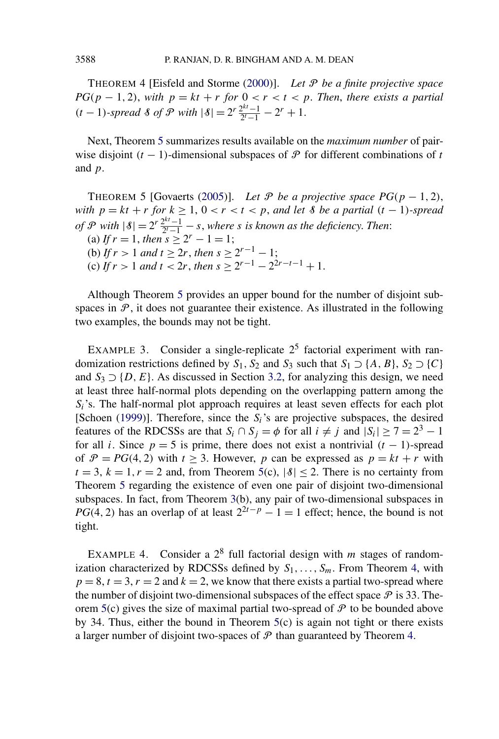THEOREM 4 [Eisfeld and Storme (2000)]. *Let $\mathcal{P}$ be a finite projective space $PG(p-1,2)$, with $p = kt + r$ for $0 < r < t < p$. Then, there exists a partial $(t-1)$-spread $\mathcal{S}$ of $\mathcal{P}$ with $|\mathcal{S}| = 2^r \frac{2^{kt}-1}{2^t-1} - 2^r + 1$.*

Next, Theorem 5 summarizes results available on the *maximum number* of pairwise disjoint $(t-1)$-dimensional subspaces of $\mathcal{P}$ for different combinations of $t$ and $p$.

THEOREM 5 [Govaerts (2005)]. *Let $\mathcal{P}$ be a projective space $PG(p-1,2)$, with $p = kt + r$ for $k \geq 1$, $0 < r < t < p$, and let $\mathcal{S}$ be a partial $(t-1)$-spread of $\mathcal{P}$ with $|\mathcal{S}| = 2^r \frac{2^{kt}-1}{2^t-1} - s$, where $s$ is known as the deficiency. Then*:

(a) *If $r = 1$, then $s \geq 2^r - 1 = 1$;*
(b) *If $r > 1$ and $t \geq 2r$, then $s \geq 2^{r-1} - 1$;*
(c) *If $r > 1$ and $t < 2r$, then $s \geq 2^{r-1} - 2^{2r-t-1} + 1$.*

Although Theorem 5 provides an upper bound for the number of disjoint subspaces in $\mathcal{P}$, it does not guarantee their existence. As illustrated in the following two examples, the bounds may not be tight.

EXAMPLE 3. Consider a single-replicate $2^5$ factorial experiment with randomization restrictions defined by $S_1$, $S_2$ and $S_3$ such that $S_1 \supset \{A, B\}$, $S_2 \supset \{C\}$ and $S_3 \supset \{D, E\}$. As discussed in Section 3.2, for analyzing this design, we need at least three half-normal plots depending on the overlapping pattern among the $S_i$'s. The half-normal plot approach requires at least seven effects for each plot [Schoen (1999)]. Therefore, since the $S_i$'s are projective subspaces, the desired features of the RDCSSs are that $S_i \cap S_j = \phi$ for all $i \neq j$ and $|S_i| \geq 7 = 2^3 - 1$ for all $i$. Since $p = 5$ is prime, there does not exist a nontrivial $(t-1)$-spread of $\mathcal{P} = PG(4,2)$ with $t \geq 3$. However, $p$ can be expressed as $p = kt + r$ with $t = 3$, $k = 1$, $r = 2$ and, from Theorem 5(c), $|\mathcal{S}| \leq 2$. There is no certainty from Theorem 5 regarding the existence of even one pair of disjoint two-dimensional subspaces. In fact, from Theorem 3(b), any pair of two-dimensional subspaces in $PG(4,2)$ has an overlap of at least $2^{2t-p} - 1 = 1$ effect; hence, the bound is not tight.

EXAMPLE 4. Consider a $2^8$ full factorial design with $m$ stages of randomization characterized by RDCSSs defined by $S_1, \ldots, S_m$. From Theorem 4, with $p = 8$, $t = 3$, $r = 2$ and $k = 2$, we know that there exists a partial two-spread where the number of disjoint two-dimensional subspaces of the effect space $\mathcal{P}$ is 33. Theorem 5(c) gives the size of maximal partial two-spread of $\mathcal{P}$ to be bounded above by 34. Thus, either the bound in Theorem 5(c) is again not tight or there exists a larger number of disjoint two-spaces of $\mathcal{P}$ than guaranteed by Theorem 4.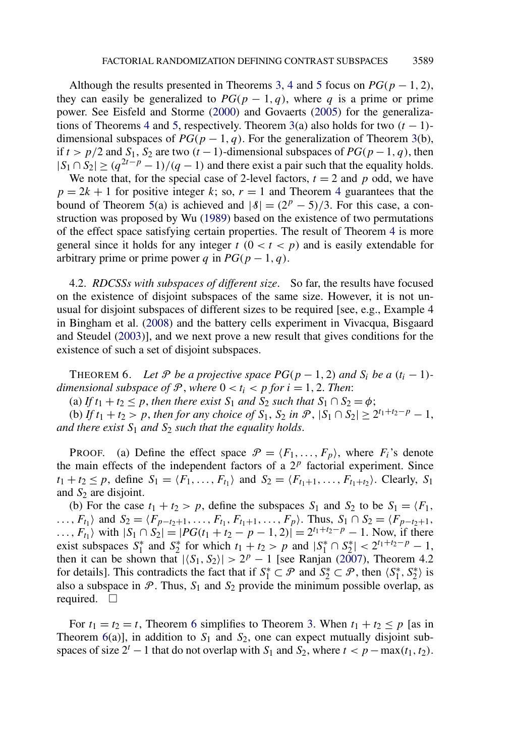Although the results presented in Theorems 3, 4 and 5 focus on $PG(p-1, 2)$, they can easily be generalized to $PG(p-1, q)$, where $q$ is a prime or prime power. See Eisfeld and Storme (2000) and Govaerts (2005) for the generalizations of Theorems 4 and 5, respectively. Theorem 3(a) also holds for two $(t-1)$-dimensional subspaces of $PG(p-1, q)$. For the generalization of Theorem 3(b), if $t > p/2$ and $S_1$, $S_2$ are two $(t-1)$-dimensional subspaces of $PG(p-1, q)$, then $|S_1 \cap S_2| \geq (q^{2t-p} - 1)/(q-1)$ and there exist a pair such that the equality holds.

We note that, for the special case of 2-level factors, $t = 2$ and $p$ odd, we have $p = 2k + 1$ for positive integer $k$; so, $r = 1$ and Theorem 4 guarantees that the bound of Theorem 5(a) is achieved and $|\mathcal{S}| = (2^p - 5)/3$. For this case, a construction was proposed by Wu (1989) based on the existence of two permutations of the effect space satisfying certain properties. The result of Theorem 4 is more general since it holds for any integer $t$ $(0 < t < p)$ and is easily extendable for arbitrary prime or prime power $q$ in $PG(p-1, q)$.

### 4.2. *RDCSSs with subspaces of different size*.

So far, the results have focused on the existence of disjoint subspaces of the same size. However, it is not unusual for disjoint subspaces of different sizes to be required [see, e.g., Example 4 in Bingham et al. (2008) and the battery cells experiment in Vivacqua, Bisgaard and Steudel (2003)], and we next prove a new result that gives conditions for the existence of such a set of disjoint subspaces.

THEOREM 6. *Let $\mathcal{P}$ be a projective space $PG(p-1, 2)$ and $S_i$ be a $(t_i - 1)$-dimensional subspace of $\mathcal{P}$, where $0 < t_i < p$ for $i = 1, 2$. Then*:

(a) *If $t_1 + t_2 \leq p$, then there exist $S_1$ and $S_2$ such that $S_1 \cap S_2 = \phi$*;

(b) *If $t_1 + t_2 > p$, then for any choice of $S_1$, $S_2$ in $\mathcal{P}$, $|S_1 \cap S_2| \geq 2^{t_1+t_2-p} - 1$, and there exist $S_1$ and $S_2$ such that the equality holds*.

PROOF. (a) Define the effect space $\mathcal{P} = \langle F_1, \ldots, F_p \rangle$, where $F_i$'s denote the main effects of the independent factors of a $2^p$ factorial experiment. Since $t_1 + t_2 \leq p$, define $S_1 = \langle F_1, \ldots, F_{t_1} \rangle$ and $S_2 = \langle F_{t_1+1}, \ldots, F_{t_1+t_2} \rangle$. Clearly, $S_1$ and $S_2$ are disjoint.

(b) For the case $t_1 + t_2 > p$, define the subspaces $S_1$ and $S_2$ to be $S_1 = \langle F_1, \ldots, F_{t_1} \rangle$ and $S_2 = \langle F_{p-t_2+1}, \ldots, F_{t_1}, F_{t_1+1}, \ldots, F_p \rangle$. Thus, $S_1 \cap S_2 = \langle F_{p-t_2+1}, \ldots, F_{t_1} \rangle$ with $|S_1 \cap S_2| = |PG(t_1 + t_2 - p - 1, 2)| = 2^{t_1+t_2-p} - 1$. Now, if there exist subspaces $S_1^*$ and $S_2^*$ for which $t_1 + t_2 > p$ and $|S_1^* \cap S_2^*| < 2^{t_1+t_2-p} - 1$, then it can be shown that $|\langle S_1, S_2 \rangle| > 2^p - 1$ [see Ranjan (2007), Theorem 4.2 for details]. This contradicts the fact that if $S_1^* \subset \mathcal{P}$ and $S_2^* \subset \mathcal{P}$, then $\langle S_1^*, S_2^* \rangle$ is also a subspace in $\mathcal{P}$. Thus, $S_1$ and $S_2$ provide the minimum possible overlap, as required. $\square$

For $t_1 = t_2 = t$, Theorem 6 simplifies to Theorem 3. When $t_1 + t_2 \leq p$ [as in Theorem 6(a)], in addition to $S_1$ and $S_2$, one can expect mutually disjoint subspaces of size $2^t - 1$ that do not overlap with $S_1$ and $S_2$, where $t < p - \max(t_1, t_2)$.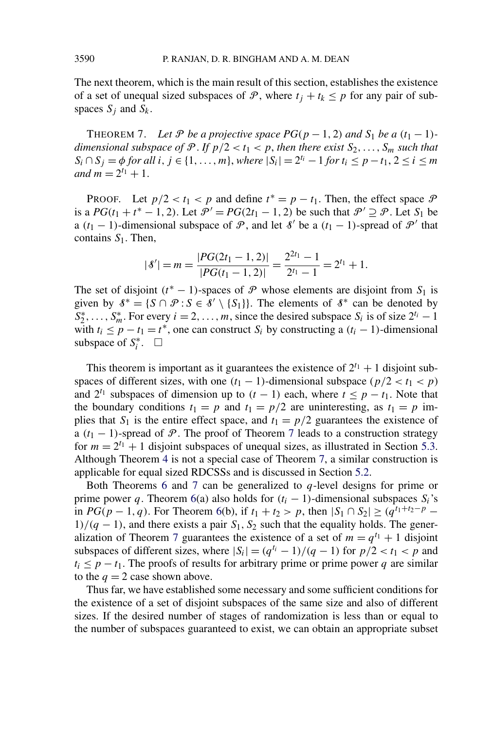The next theorem, which is the main result of this section, establishes the existence of a set of unequal sized subspaces of $\mathcal{P}$, where $t_j + t_k \le p$ for any pair of subspaces $S_j$ and $S_k$.

THEOREM 7. *Let $\mathcal{P}$ be a projective space $PG(p-1, 2)$ and $S_1$ be a $(t_1 - 1)$-dimensional subspace of $\mathcal{P}$. If $p/2 < t_1 < p$, then there exist $S_2, \ldots, S_m$ such that $S_i \cap S_j = \phi$ for all $i, j \in \{1, \ldots, m\}$, where $|S_i| = 2^{t_i} - 1$ for $t_i \le p - t_1$, $2 \le i \le m$ and $m = 2^{t_1} + 1$.*

PROOF. Let $p/2 < t_1 < p$ and define $t^* = p - t_1$. Then, the effect space $\mathcal{P}$ is a $PG(t_1 + t^* - 1, 2)$. Let $\mathcal{P}' = PG(2t_1 - 1, 2)$ be such that $\mathcal{P}' \supseteq \mathcal{P}$. Let $S_1$ be a $(t_1 - 1)$-dimensional subspace of $\mathcal{P}$, and let $\mathcal{S}'$ be a $(t_1 - 1)$-spread of $\mathcal{P}'$ that contains $S_1$. Then,

$$|\mathcal{S}'| = m = \frac{|PG(2t_1 - 1, 2)|}{|PG(t_1 - 1, 2)|} = \frac{2^{2t_1} - 1}{2^{t_1} - 1} = 2^{t_1} + 1.$$

The set of disjoint $(t^* - 1)$-spaces of $\mathcal{P}$ whose elements are disjoint from $S_1$ is given by $\mathcal{S}^* = \{S \cap \mathcal{P} : S \in \mathcal{S}' \setminus \{S_1\}\}$. The elements of $\mathcal{S}^*$ can be denoted by $S_2^*, \ldots, S_m^*$. For every $i = 2, \ldots, m$, since the desired subspace $S_i$ is of size $2^{t_i} - 1$ with $t_i \le p - t_1 = t^*$, one can construct $S_i$ by constructing a $(t_i - 1)$-dimensional subspace of $S_i^*$. $\square$

This theorem is important as it guarantees the existence of $2^{t_1} + 1$ disjoint subspaces of different sizes, with one $(t_1 - 1)$-dimensional subspace $(p/2 < t_1 < p)$ and $2^{t_1}$ subspaces of dimension up to $(t - 1)$ each, where $t \le p - t_1$. Note that the boundary conditions $t_1 = p$ and $t_1 = p/2$ are uninteresting, as $t_1 = p$ implies that $S_1$ is the entire effect space, and $t_1 = p/2$ guarantees the existence of a $(t_1 - 1)$-spread of $\mathcal{P}$. The proof of Theorem 7 leads to a construction strategy for $m = 2^{t_1} + 1$ disjoint subspaces of unequal sizes, as illustrated in Section 5.3. Although Theorem 4 is not a special case of Theorem 7, a similar construction is applicable for equal sized RDCSSs and is discussed in Section 5.2.

Both Theorems 6 and 7 can be generalized to $q$-level designs for prime or prime power $q$. Theorem 6(a) also holds for $(t_i - 1)$-dimensional subspaces $S_i$'s in $PG(p - 1, q)$. For Theorem 6(b), if $t_1 + t_2 > p$, then $|S_1 \cap S_2| \ge (q^{t_1 + t_2 - p} - 1)/(q - 1)$, and there exists a pair $S_1, S_2$ such that the equality holds. The generalization of Theorem 7 guarantees the existence of a set of $m = q^{t_1} + 1$ disjoint subspaces of different sizes, where $|S_i| = (q^{t_i} - 1)/(q - 1)$ for $p/2 < t_1 < p$ and $t_i \le p - t_1$. The proofs of results for arbitrary prime or prime power $q$ are similar to the $q = 2$ case shown above.

Thus far, we have established some necessary and some sufficient conditions for the existence of a set of disjoint subspaces of the same size and also of different sizes. If the desired number of stages of randomization is less than or equal to the number of subspaces guaranteed to exist, we can obtain an appropriate subset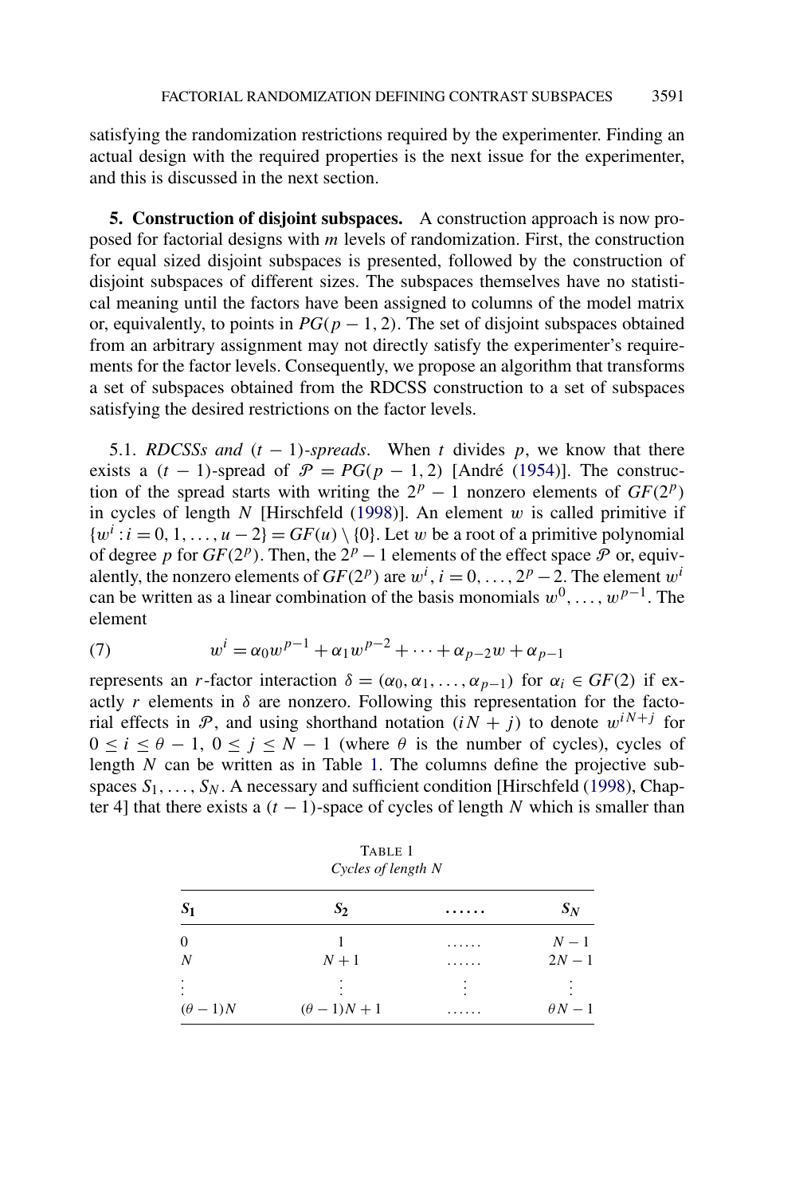satisfying the randomization restrictions required by the experimenter. Finding an actual design with the required properties is the next issue for the experimenter, and this is discussed in the next section.

## 5. Construction of disjoint subspaces.

A construction approach is now proposed for factorial designs with $m$ levels of randomization. First, the construction for equal sized disjoint subspaces is presented, followed by the construction of disjoint subspaces of different sizes. The subspaces themselves have no statistical meaning until the factors have been assigned to columns of the model matrix or, equivalently, to points in $PG(p-1, 2)$. The set of disjoint subspaces obtained from an arbitrary assignment may not directly satisfy the experimenter's requirements for the factor levels. Consequently, we propose an algorithm that transforms a set of subspaces obtained from the RDCSS construction to a set of subspaces satisfying the desired restrictions on the factor levels.

### 5.1. *RDCSSs and* $(t-1)$*-spreads.*

When $t$ divides $p$, we know that there exists a $(t-1)$-spread of $\mathscr{P} = PG(p-1, 2)$ [André (1954)]. The construction of the spread starts with writing the $2^p - 1$ nonzero elements of $GF(2^p)$ in cycles of length $N$ [Hirschfeld (1998)]. An element $w$ is called primitive if $\{w^i : i = 0, 1, \dots, u-2\} = GF(u) \setminus \{0\}$. Let $w$ be a root of a primitive polynomial of degree $p$ for $GF(2^p)$. Then, the $2^p - 1$ elements of the effect space $\mathscr{P}$ or, equivalently, the nonzero elements of $GF(2^p)$ are $w^i$, $i = 0, \dots, 2^p - 2$. The element $w^i$ can be written as a linear combination of the basis monomials $w^0, \dots, w^{p-1}$. The element

$$w^i = \alpha_0 w^{p-1} + \alpha_1 w^{p-2} + \cdots + \alpha_{p-2} w + \alpha_{p-1} \tag{7}$$

represents an $r$-factor interaction $\delta = (\alpha_0, \alpha_1, \dots, \alpha_{p-1})$ for $\alpha_i \in GF(2)$ if exactly $r$ elements in $\delta$ are nonzero. Following this representation for the factorial effects in $\mathscr{P}$, and using shorthand notation $(iN + j)$ to denote $w^{iN+j}$ for $0 \le i \le \theta - 1$, $0 \le j \le N - 1$ (where $\theta$ is the number of cycles), cycles of length $N$ can be written as in Table 1. The columns define the projective subspaces $S_1, \dots, S_N$. A necessary and sufficient condition [Hirschfeld (1998), Chapter 4] that there exists a $(t-1)$-space of cycles of length $N$ which is smaller than

TABLE 1
*Cycles of length N*

| $S_1$ | $S_2$ | $\dots\dots$ | $S_N$ |
|---|---|---|---|
| $0$ | $1$ | $\dots\dots$ | $N-1$ |
| $N$ | $N+1$ | $\dots\dots$ | $2N-1$ |
| $\vdots$ | $\vdots$ | $\vdots$ | $\vdots$ |
| $(\theta-1)N$ | $(\theta-1)N+1$ | $\dots\dots$ | $\theta N - 1$ |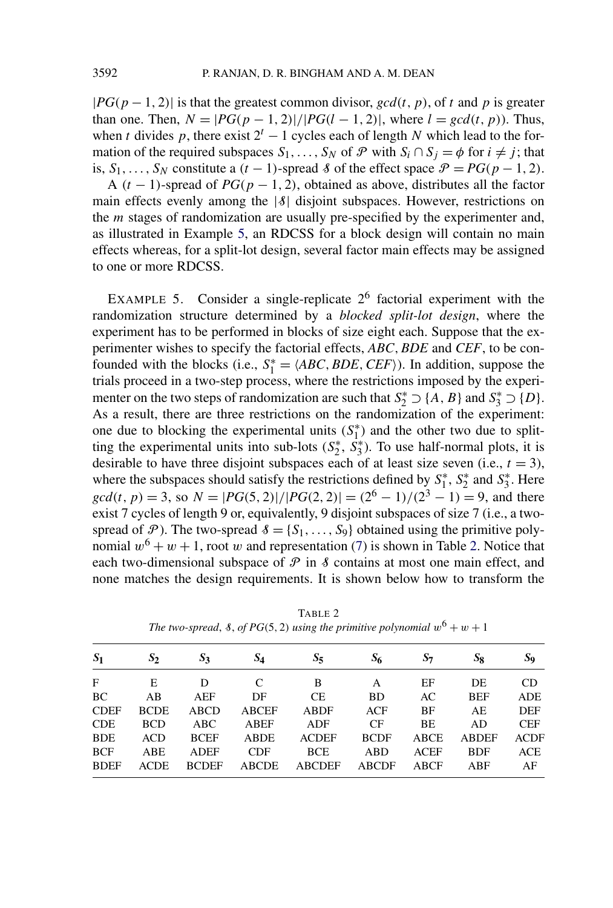$|PG(p-1,2)|$ is that the greatest common divisor, $gcd(t, p)$, of $t$ and $p$ is greater than one. Then, $N = |PG(p-1,2)|/|PG(l-1,2)|$, where $l = gcd(t, p)$). Thus, when $t$ divides $p$, there exist $2^t - 1$ cycles each of length $N$ which lead to the formation of the required subspaces $S_1, \ldots, S_N$ of $\mathcal{P}$ with $S_i \cap S_j = \phi$ for $i \neq j$; that is, $S_1, \ldots, S_N$ constitute a $(t-1)$-spread $\mathcal{S}$ of the effect space $\mathcal{P} = PG(p-1, 2)$.

A $(t-1)$-spread of $PG(p-1, 2)$, obtained as above, distributes all the factor main effects evenly among the $|\mathcal{S}|$ disjoint subspaces. However, restrictions on the $m$ stages of randomization are usually pre-specified by the experimenter and, as illustrated in Example 5, an RDCSS for a block design will contain no main effects whereas, for a split-lot design, several factor main effects may be assigned to one or more RDCSS.

EXAMPLE 5. Consider a single-replicate $2^6$ factorial experiment with the randomization structure determined by a *blocked split-lot design*, where the experiment has to be performed in blocks of size eight each. Suppose that the experimenter wishes to specify the factorial effects, *ABC*, *BDE* and *CEF*, to be confounded with the blocks (i.e., $S_1^* = \langle ABC, BDE, CEF \rangle$). In addition, suppose the trials proceed in a two-step process, where the restrictions imposed by the experimenter on the two steps of randomization are such that $S_2^* \supset \{A, B\}$ and $S_3^* \supset \{D\}$. As a result, there are three restrictions on the randomization of the experiment: one due to blocking the experimental units ($S_1^*$) and the other two due to splitting the experimental units into sub-lots ($S_2^*$, $S_3^*$). To use half-normal plots, it is desirable to have three disjoint subspaces each of at least size seven (i.e., $t = 3$), where the subspaces should satisfy the restrictions defined by $S_1^*$, $S_2^*$ and $S_3^*$. Here $gcd(t, p) = 3$, so $N = |PG(5, 2)|/|PG(2, 2)| = (2^6 - 1)/(2^3 - 1) = 9$, and there exist 7 cycles of length 9 or, equivalently, 9 disjoint subspaces of size 7 (i.e., a two-spread of $\mathcal{P}$). The two-spread $\mathcal{S} = \{S_1, \ldots, S_9\}$ obtained using the primitive polynomial $w^6 + w + 1$, root $w$ and representation (7) is shown in Table 2. Notice that each two-dimensional subspace of $\mathcal{P}$ in $\mathcal{S}$ contains at most one main effect, and none matches the design requirements. It is shown below how to transform the

TABLE 2

*The two-spread, $\mathcal{S}$, of $PG(5, 2)$ using the primitive polynomial $w^6 + w + 1$*

| $S_1$ | $S_2$ | $S_3$ | $S_4$ | $S_5$ | $S_6$ | $S_7$ | $S_8$ | $S_9$ |
|---|---|---|---|---|---|---|---|---|
| F | E | D | C | B | A | EF | DE | CD |
| BC | AB | AEF | DF | CE | BD | AC | BEF | ADE |
| CDEF | BCDE | ABCD | ABCEF | ABDF | ACF | BF | AE | DEF |
| CDE | BCD | ABC | ABEF | ADF | CF | BE | AD | CEF |
| BDE | ACD | BCEF | ABDE | ACDEF | BCDF | ABCE | ABDEF | ACDF |
| BCF | ABE | ADEF | CDF | BCE | ABD | ACEF | BDF | ACE |
| BDEF | ACDE | BCDEF | ABCDE | ABCDEF | ABCDF | ABCF | ABF | AF |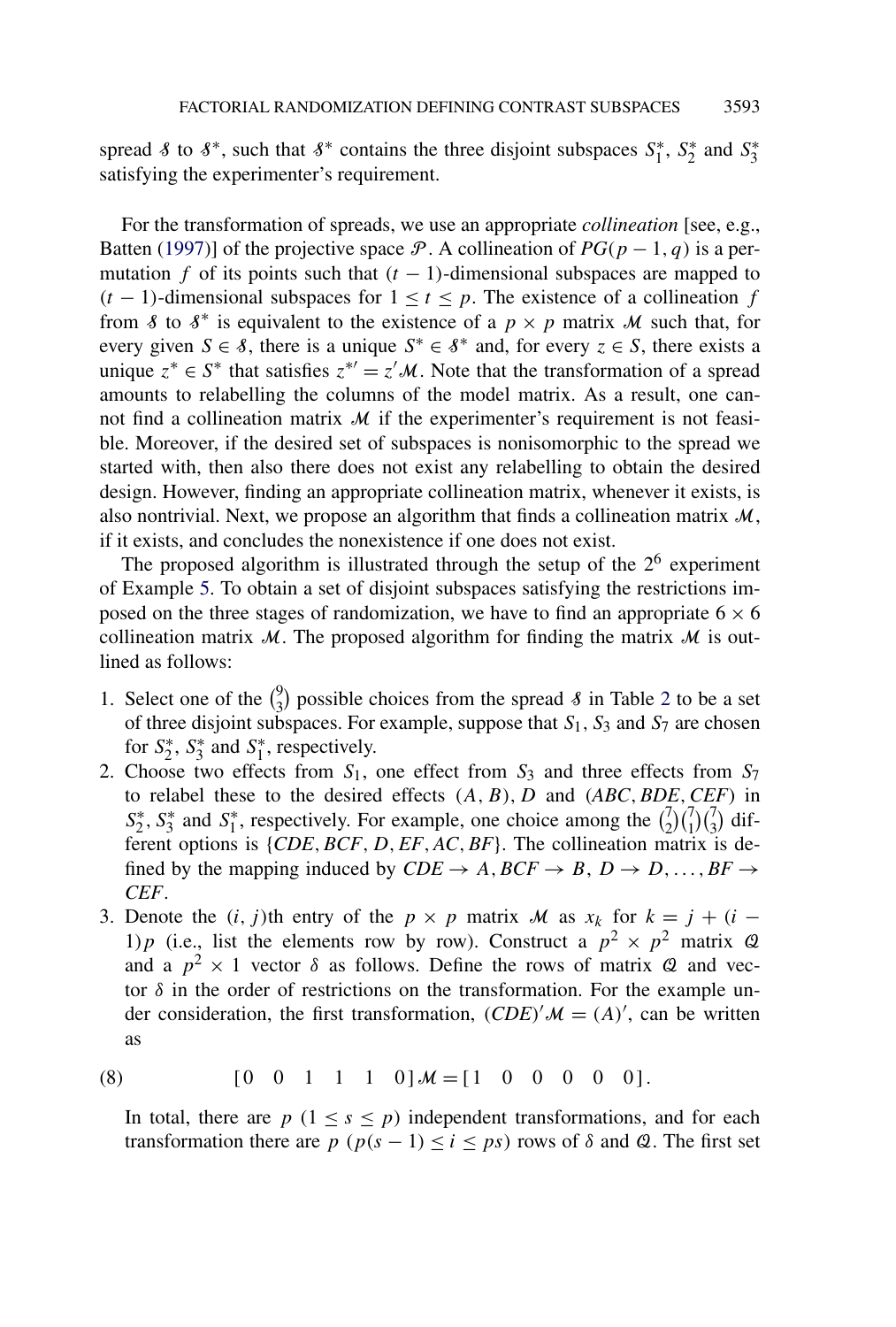spread $\mathcal{S}$ to $\mathcal{S}^*$, such that $\mathcal{S}^*$ contains the three disjoint subspaces $S_1^*$, $S_2^*$ and $S_3^*$ satisfying the experimenter's requirement.

For the transformation of spreads, we use an appropriate *collineation* [see, e.g., Batten (1997)] of the projective space $\mathcal{P}$. A collineation of $PG(p-1,q)$ is a permutation $f$ of its points such that $(t-1)$-dimensional subspaces are mapped to $(t-1)$-dimensional subspaces for $1 \le t \le p$. The existence of a collineation $f$ from $\mathcal{S}$ to $\mathcal{S}^*$ is equivalent to the existence of a $p \times p$ matrix $\mathcal{M}$ such that, for every given $S \in \mathcal{S}$, there is a unique $S^* \in \mathcal{S}^*$ and, for every $z \in S$, there exists a unique $z^* \in S^*$ that satisfies $z^{*\prime} = z'\mathcal{M}$. Note that the transformation of a spread amounts to relabelling the columns of the model matrix. As a result, one cannot find a collineation matrix $\mathcal{M}$ if the experimenter's requirement is not feasible. Moreover, if the desired set of subspaces is nonisomorphic to the spread we started with, then also there does not exist any relabelling to obtain the desired design. However, finding an appropriate collineation matrix, whenever it exists, is also nontrivial. Next, we propose an algorithm that finds a collineation matrix $\mathcal{M}$, if it exists, and concludes the nonexistence if one does not exist.

The proposed algorithm is illustrated through the setup of the $2^6$ experiment of Example 5. To obtain a set of disjoint subspaces satisfying the restrictions imposed on the three stages of randomization, we have to find an appropriate $6 \times 6$ collineation matrix $\mathcal{M}$. The proposed algorithm for finding the matrix $\mathcal{M}$ is outlined as follows:

1. Select one of the $\binom{9}{3}$ possible choices from the spread $\mathcal{S}$ in Table 2 to be a set of three disjoint subspaces. For example, suppose that $S_1$, $S_3$ and $S_7$ are chosen for $S_2^*$, $S_3^*$ and $S_1^*$, respectively.
2. Choose two effects from $S_1$, one effect from $S_3$ and three effects from $S_7$ to relabel these to the desired effects $(A, B)$, $D$ and $(ABC, BDE, CEF)$ in $S_2^*$, $S_3^*$ and $S_1^*$, respectively. For example, one choice among the $\binom{7}{2}\binom{7}{1}\binom{7}{3}$ different options is $\{CDE, BCF, D, EF, AC, BF\}$. The collineation matrix is defined by the mapping induced by $CDE \to A$, $BCF \to B$, $D \to D, \ldots, BF \to CEF$.
3. Denote the $(i, j)$th entry of the $p \times p$ matrix $\mathcal{M}$ as $x_k$ for $k = j + (i-1)p$ (i.e., list the elements row by row). Construct a $p^2 \times p^2$ matrix $\mathcal{Q}$ and a $p^2 \times 1$ vector $\delta$ as follows. Define the rows of matrix $\mathcal{Q}$ and vector $\delta$ in the order of restrictions on the transformation. For the example under consideration, the first transformation, $(CDE)'\mathcal{M} = (A)'$, can be written as

$$[0 \quad 0 \quad 1 \quad 1 \quad 1 \quad 0]\,\mathcal{M} = [1 \quad 0 \quad 0 \quad 0 \quad 0 \quad 0]. \tag{8}$$

   In total, there are $p$ $(1 \le s \le p)$ independent transformations, and for each transformation there are $p$ $(p(s-1) \le i \le ps)$ rows of $\delta$ and $\mathcal{Q}$. The first set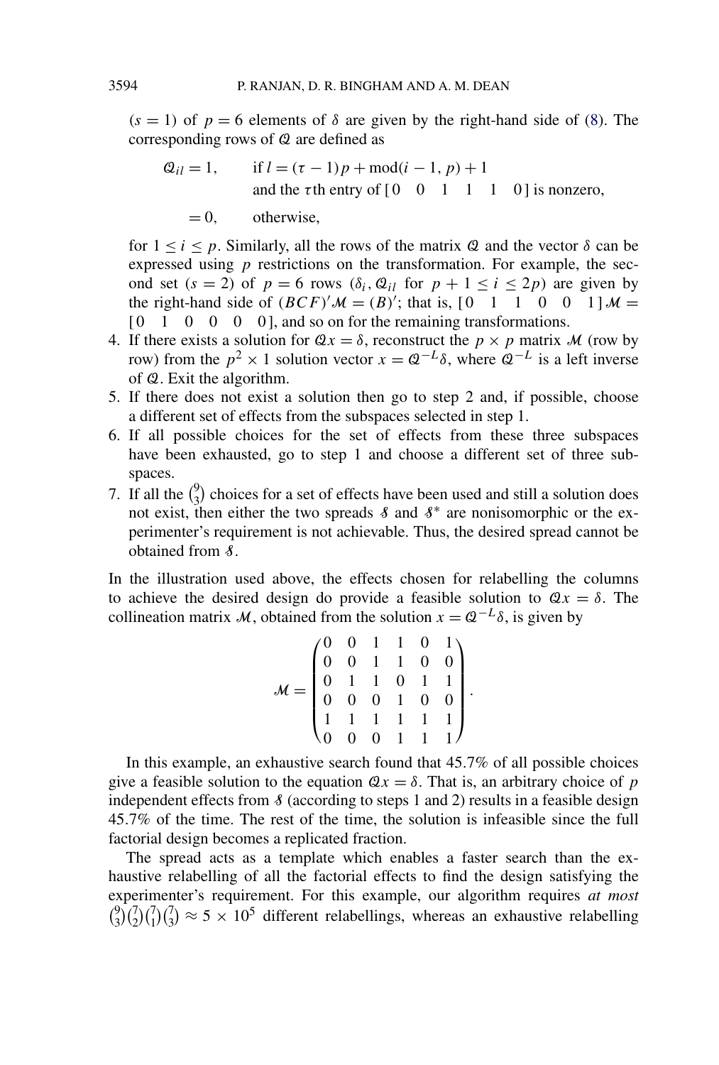($s = 1$) of $p = 6$ elements of $\delta$ are given by the right-hand side of (8). The corresponding rows of $\mathcal{Q}$ are defined as

$$\mathcal{Q}_{il} = 1, \qquad \text{if } l = (\tau - 1)p + \operatorname{mod}(i-1, p) + 1 \text{ and the } \tau\text{th entry of } [0 \quad 0 \quad 1 \quad 1 \quad 1 \quad 0] \text{ is nonzero,}$$
$$= 0, \qquad \text{otherwise,}$$

for $1 \le i \le p$. Similarly, all the rows of the matrix $\mathcal{Q}$ and the vector $\delta$ can be expressed using $p$ restrictions on the transformation. For example, the second set ($s = 2$) of $p = 6$ rows ($\delta_i, \mathcal{Q}_{il}$ for $p+1 \le i \le 2p$) are given by the right-hand side of $(BCF)'\mathcal{M} = (B)'$; that is, $[0 \quad 1 \quad 1 \quad 0 \quad 0 \quad 1]\mathcal{M} = [0 \quad 1 \quad 0 \quad 0 \quad 0 \quad 0]$, and so on for the remaining transformations.

4. If there exists a solution for $\mathcal{Q}x = \delta$, reconstruct the $p \times p$ matrix $\mathcal{M}$ (row by row) from the $p^2 \times 1$ solution vector $x = \mathcal{Q}^{-L}\delta$, where $\mathcal{Q}^{-L}$ is a left inverse of $\mathcal{Q}$. Exit the algorithm.
5. If there does not exist a solution then go to step 2 and, if possible, choose a different set of effects from the subspaces selected in step 1.
6. If all possible choices for the set of effects from these three subspaces have been exhausted, go to step 1 and choose a different set of three subspaces.
7. If all the $\binom{9}{3}$ choices for a set of effects have been used and still a solution does not exist, then either the two spreads $\mathcal{S}$ and $\mathcal{S}^*$ are nonisomorphic or the experimenter's requirement is not achievable. Thus, the desired spread cannot be obtained from $\mathcal{S}$.

In the illustration used above, the effects chosen for relabelling the columns to achieve the desired design do provide a feasible solution to $\mathcal{Q}x = \delta$. The collineation matrix $\mathcal{M}$, obtained from the solution $x = \mathcal{Q}^{-L}\delta$, is given by

$$\mathcal{M} = \begin{pmatrix} 0 & 0 & 1 & 1 & 0 & 1 \\ 0 & 0 & 1 & 1 & 0 & 0 \\ 0 & 1 & 1 & 0 & 1 & 1 \\ 0 & 0 & 0 & 1 & 0 & 0 \\ 1 & 1 & 1 & 1 & 1 & 1 \\ 0 & 0 & 0 & 1 & 1 & 1 \end{pmatrix}.$$

In this example, an exhaustive search found that 45.7% of all possible choices give a feasible solution to the equation $\mathcal{Q}x = \delta$. That is, an arbitrary choice of $p$ independent effects from $\mathcal{S}$ (according to steps 1 and 2) results in a feasible design 45.7% of the time. The rest of the time, the solution is infeasible since the full factorial design becomes a replicated fraction.

The spread acts as a template which enables a faster search than the exhaustive relabelling of all the factorial effects to find the design satisfying the experimenter's requirement. For this example, our algorithm requires *at most* $\binom{9}{3}\binom{7}{2}\binom{7}{1}\binom{7}{3} \approx 5 \times 10^5$ different relabellings, whereas an exhaustive relabelling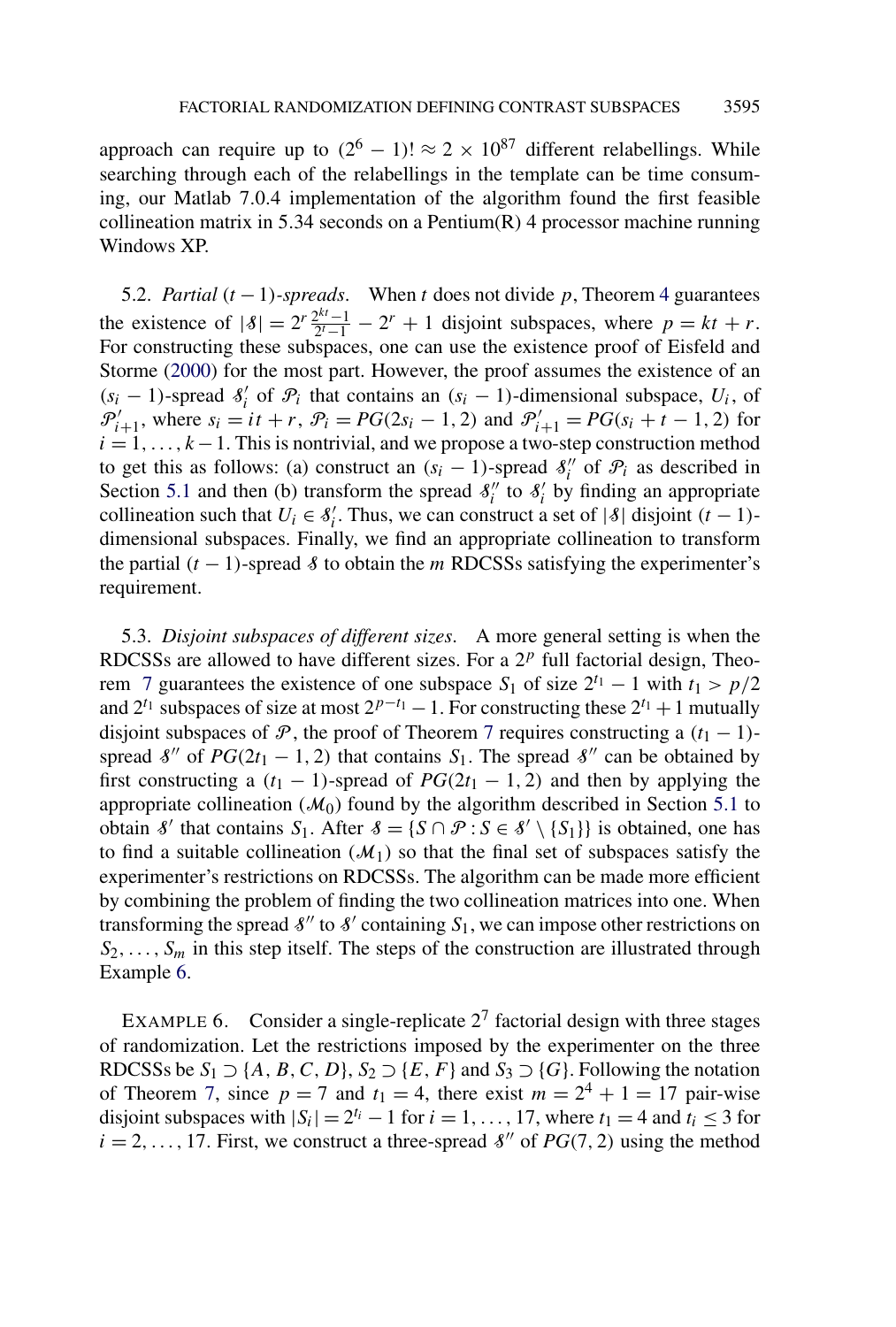approach can require up to $(2^6 - 1)! \approx 2 \times 10^{87}$ different relabellings. While searching through each of the relabellings in the template can be time consuming, our Matlab 7.0.4 implementation of the algorithm found the first feasible collineation matrix in 5.34 seconds on a Pentium(R) 4 processor machine running Windows XP.

5.2. *Partial* $(t-1)$*-spreads*. When $t$ does not divide $p$, Theorem 4 guarantees the existence of $|\mathcal{S}| = 2^r \frac{2^{kt}-1}{2^t-1} - 2^r + 1$ disjoint subspaces, where $p = kt + r$. For constructing these subspaces, one can use the existence proof of Eisfeld and Storme (2000) for the most part. However, the proof assumes the existence of an $(s_i - 1)$-spread $\mathcal{S}_i'$ of $\mathcal{P}_i$ that contains an $(s_i - 1)$-dimensional subspace, $U_i$, of $\mathcal{P}_{i+1}'$, where $s_i = it + r$, $\mathcal{P}_i = PG(2s_i - 1, 2)$ and $\mathcal{P}_{i+1}' = PG(s_i + t - 1, 2)$ for $i = 1, \dots, k-1$. This is nontrivial, and we propose a two-step construction method to get this as follows: (a) construct an $(s_i - 1)$-spread $\mathcal{S}_i''$ of $\mathcal{P}_i$ as described in Section 5.1 and then (b) transform the spread $\mathcal{S}_i''$ to $\mathcal{S}_i'$ by finding an appropriate collineation such that $U_i \in \mathcal{S}_i'$. Thus, we can construct a set of $|\mathcal{S}|$ disjoint $(t-1)$-dimensional subspaces. Finally, we find an appropriate collineation to transform the partial $(t-1)$-spread $\mathcal{S}$ to obtain the $m$ RDCSSs satisfying the experimenter's requirement.

5.3. *Disjoint subspaces of different sizes*. A more general setting is when the RDCSSs are allowed to have different sizes. For a $2^p$ full factorial design, Theorem 7 guarantees the existence of one subspace $S_1$ of size $2^{t_1} - 1$ with $t_1 > p/2$ and $2^{t_1}$ subspaces of size at most $2^{p-t_1} - 1$. For constructing these $2^{t_1} + 1$ mutually disjoint subspaces of $\mathcal{P}$, the proof of Theorem 7 requires constructing a $(t_1 - 1)$-spread $\mathcal{S}''$ of $PG(2t_1 - 1, 2)$ that contains $S_1$. The spread $\mathcal{S}''$ can be obtained by first constructing a $(t_1 - 1)$-spread of $PG(2t_1 - 1, 2)$ and then by applying the appropriate collineation ($\mathcal{M}_0$) found by the algorithm described in Section 5.1 to obtain $\mathcal{S}'$ that contains $S_1$. After $\mathcal{S} = \{S \cap \mathcal{P} : S \in \mathcal{S}' \setminus \{S_1\}\}$ is obtained, one has to find a suitable collineation ($\mathcal{M}_1$) so that the final set of subspaces satisfy the experimenter's restrictions on RDCSSs. The algorithm can be made more efficient by combining the problem of finding the two collineation matrices into one. When transforming the spread $\mathcal{S}''$ to $\mathcal{S}'$ containing $S_1$, we can impose other restrictions on $S_2, \dots, S_m$ in this step itself. The steps of the construction are illustrated through Example 6.

EXAMPLE 6. Consider a single-replicate $2^7$ factorial design with three stages of randomization. Let the restrictions imposed by the experimenter on the three RDCSSs be $S_1 \supset \{A, B, C, D\}$, $S_2 \supset \{E, F\}$ and $S_3 \supset \{G\}$. Following the notation of Theorem 7, since $p = 7$ and $t_1 = 4$, there exist $m = 2^4 + 1 = 17$ pair-wise disjoint subspaces with $|S_i| = 2^{t_i} - 1$ for $i = 1, \dots, 17$, where $t_1 = 4$ and $t_i \le 3$ for $i = 2, \dots, 17$. First, we construct a three-spread $\mathcal{S}''$ of $PG(7, 2)$ using the method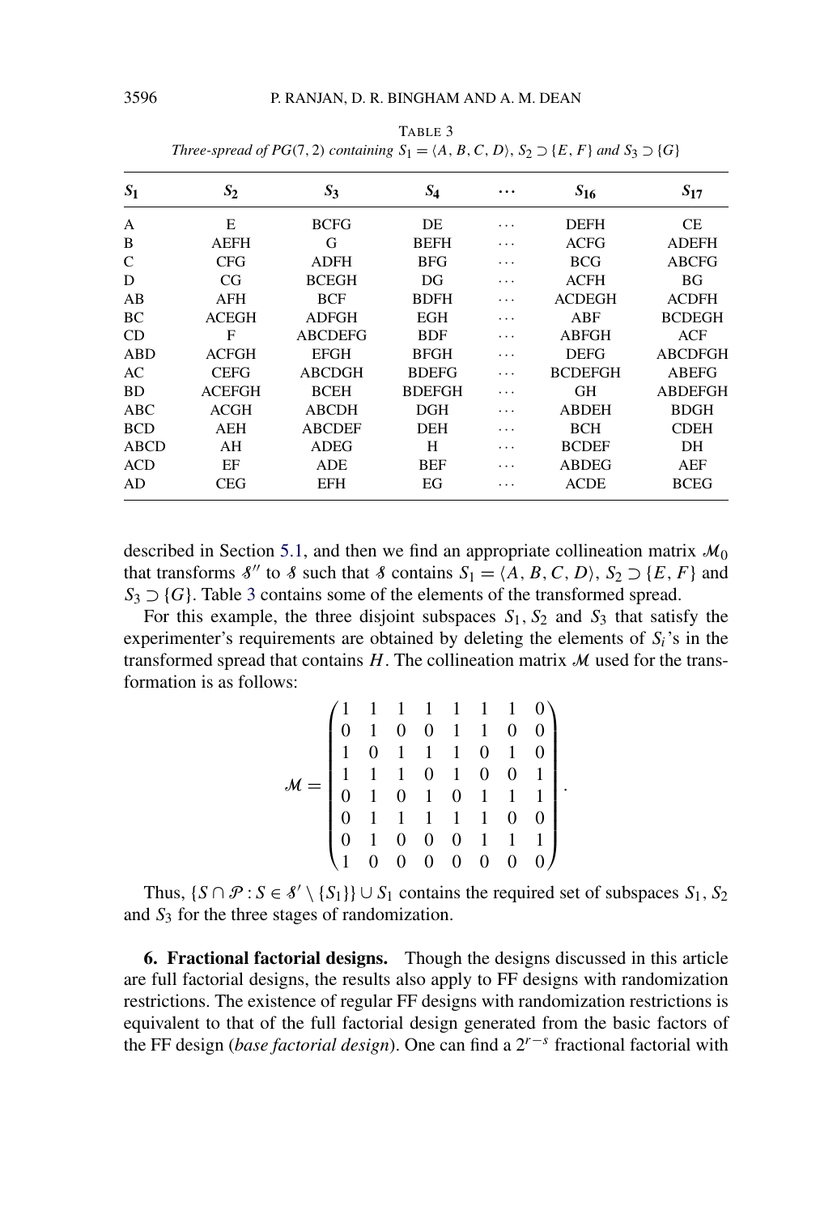TABLE 3
*Three-spread of $PG(7, 2)$ containing $S_1 = \langle A, B, C, D\rangle$, $S_2 \supset \{E, F\}$ and $S_3 \supset \{G\}$*

| $S_1$ | $S_2$ | $S_3$ | $S_4$ | $\cdots$ | $S_{16}$ | $S_{17}$ |
|---|---|---|---|---|---|---|
| A | E | BCFG | DE | $\cdots$ | DEFH | CE |
| B | AEFH | G | BEFH | $\cdots$ | ACFG | ADEFH |
| C | CFG | ADFH | BFG | $\cdots$ | BCG | ABCFG |
| D | CG | BCEGH | DG | $\cdots$ | ACFH | BG |
| AB | AFH | BCF | BDFH | $\cdots$ | ACDEGH | ACDFH |
| BC | ACEGH | ADFGH | EGH | $\cdots$ | ABF | BCDEGH |
| CD | F | ABCDEFG | BDF | $\cdots$ | ABFGH | ACF |
| ABD | ACFGH | EFGH | BFGH | $\cdots$ | DEFG | ABCDFGH |
| AC | CEFG | ABCDGH | BDEFG | $\cdots$ | BCDEFGH | ABEFG |
| BD | ACEFGH | BCEH | BDEFGH | $\cdots$ | GH | ABDEFGH |
| ABC | ACGH | ABCDH | DGH | $\cdots$ | ABDEH | BDGH |
| BCD | AEH | ABCDEF | DEH | $\cdots$ | BCH | CDEH |
| ABCD | AH | ADEG | H | $\cdots$ | BCDEF | DH |
| ACD | EF | ADE | BEF | $\cdots$ | ABDEG | AEF |
| AD | CEG | EFH | EG | $\cdots$ | ACDE | BCEG |

described in Section 5.1, and then we find an appropriate collineation matrix $\mathcal{M}_0$ that transforms $\mathcal{S}''$ to $\mathcal{S}$ such that $\mathcal{S}$ contains $S_1 = \langle A, B, C, D\rangle$, $S_2 \supset \{E, F\}$ and $S_3 \supset \{G\}$. Table 3 contains some of the elements of the transformed spread.

For this example, the three disjoint subspaces $S_1, S_2$ and $S_3$ that satisfy the experimenter's requirements are obtained by deleting the elements of $S_i$'s in the transformed spread that contains $H$. The collineation matrix $\mathcal{M}$ used for the transformation is as follows:

$$\mathcal{M} = \begin{pmatrix} 1 & 1 & 1 & 1 & 1 & 1 & 1 & 0 \\ 0 & 1 & 0 & 0 & 1 & 1 & 0 & 0 \\ 1 & 0 & 1 & 1 & 1 & 0 & 1 & 0 \\ 1 & 1 & 1 & 0 & 1 & 0 & 0 & 1 \\ 0 & 1 & 0 & 1 & 0 & 1 & 1 & 1 \\ 0 & 1 & 1 & 1 & 1 & 1 & 0 & 0 \\ 0 & 1 & 0 & 0 & 0 & 1 & 1 & 1 \\ 1 & 0 & 0 & 0 & 0 & 0 & 0 & 0 \end{pmatrix}.$$

Thus, $\{S \cap \mathcal{P} : S \in \mathcal{S}' \setminus \{S_1\}\} \cup S_1$ contains the required set of subspaces $S_1$, $S_2$ and $S_3$ for the three stages of randomization.

**6. Fractional factorial designs.** Though the designs discussed in this article are full factorial designs, the results also apply to FF designs with randomization restrictions. The existence of regular FF designs with randomization restrictions is equivalent to that of the full factorial design generated from the basic factors of the FF design (*base factorial design*). One can find a $2^{r-s}$ fractional factorial with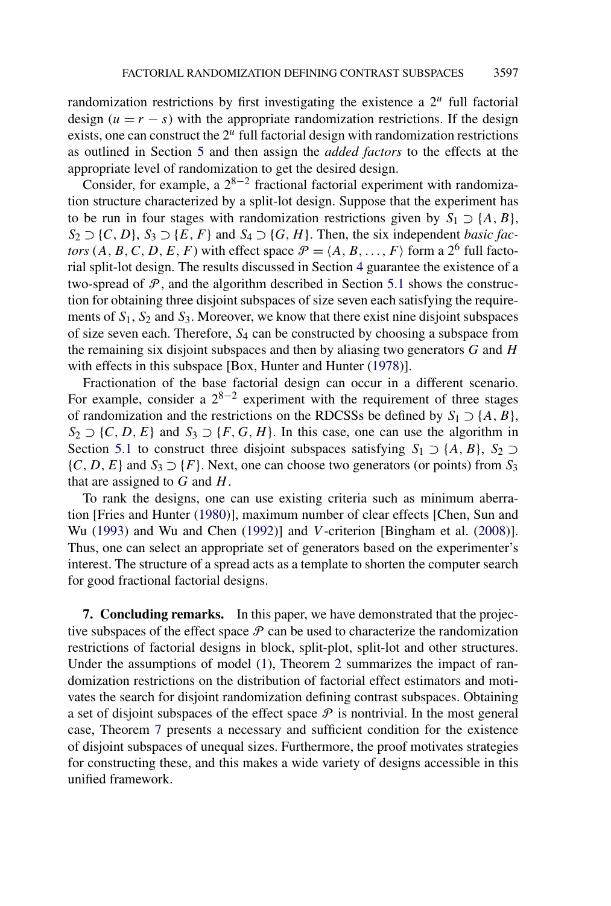randomization restrictions by first investigating the existence a $2^u$ full factorial design ($u = r - s$) with the appropriate randomization restrictions. If the design exists, one can construct the $2^u$ full factorial design with randomization restrictions as outlined in Section 5 and then assign the *added factors* to the effects at the appropriate level of randomization to get the desired design.

Consider, for example, a $2^{8-2}$ fractional factorial experiment with randomization structure characterized by a split-lot design. Suppose that the experiment has to be run in four stages with randomization restrictions given by $S_1 \supset \{A, B\}$, $S_2 \supset \{C, D\}$, $S_3 \supset \{E, F\}$ and $S_4 \supset \{G, H\}$. Then, the six independent *basic factors* $(A, B, C, D, E, F)$ with effect space $\mathcal{P} = \langle A, B, \ldots, F\rangle$ form a $2^6$ full factorial split-lot design. The results discussed in Section 4 guarantee the existence of a two-spread of $\mathcal{P}$, and the algorithm described in Section 5.1 shows the construction for obtaining three disjoint subspaces of size seven each satisfying the requirements of $S_1$, $S_2$ and $S_3$. Moreover, we know that there exist nine disjoint subspaces of size seven each. Therefore, $S_4$ can be constructed by choosing a subspace from the remaining six disjoint subspaces and then by aliasing two generators $G$ and $H$ with effects in this subspace [Box, Hunter and Hunter (1978)].

Fractionation of the base factorial design can occur in a different scenario. For example, consider a $2^{8-2}$ experiment with the requirement of three stages of randomization and the restrictions on the RDCSSs be defined by $S_1 \supset \{A, B\}$, $S_2 \supset \{C, D, E\}$ and $S_3 \supset \{F, G, H\}$. In this case, one can use the algorithm in Section 5.1 to construct three disjoint subspaces satisfying $S_1 \supset \{A, B\}$, $S_2 \supset \{C, D, E\}$ and $S_3 \supset \{F\}$. Next, one can choose two generators (or points) from $S_3$ that are assigned to $G$ and $H$.

To rank the designs, one can use existing criteria such as minimum aberration [Fries and Hunter (1980)], maximum number of clear effects [Chen, Sun and Wu (1993) and Wu and Chen (1992)] and $V$-criterion [Bingham et al. (2008)]. Thus, one can select an appropriate set of generators based on the experimenter's interest. The structure of a spread acts as a template to shorten the computer search for good fractional factorial designs.

**7. Concluding remarks.** In this paper, we have demonstrated that the projective subspaces of the effect space $\mathcal{P}$ can be used to characterize the randomization restrictions of factorial designs in block, split-plot, split-lot and other structures. Under the assumptions of model (1), Theorem 2 summarizes the impact of randomization restrictions on the distribution of factorial effect estimators and motivates the search for disjoint randomization defining contrast subspaces. Obtaining a set of disjoint subspaces of the effect space $\mathcal{P}$ is nontrivial. In the most general case, Theorem 7 presents a necessary and sufficient condition for the existence of disjoint subspaces of unequal sizes. Furthermore, the proof motivates strategies for constructing these, and this makes a wide variety of designs accessible in this unified framework.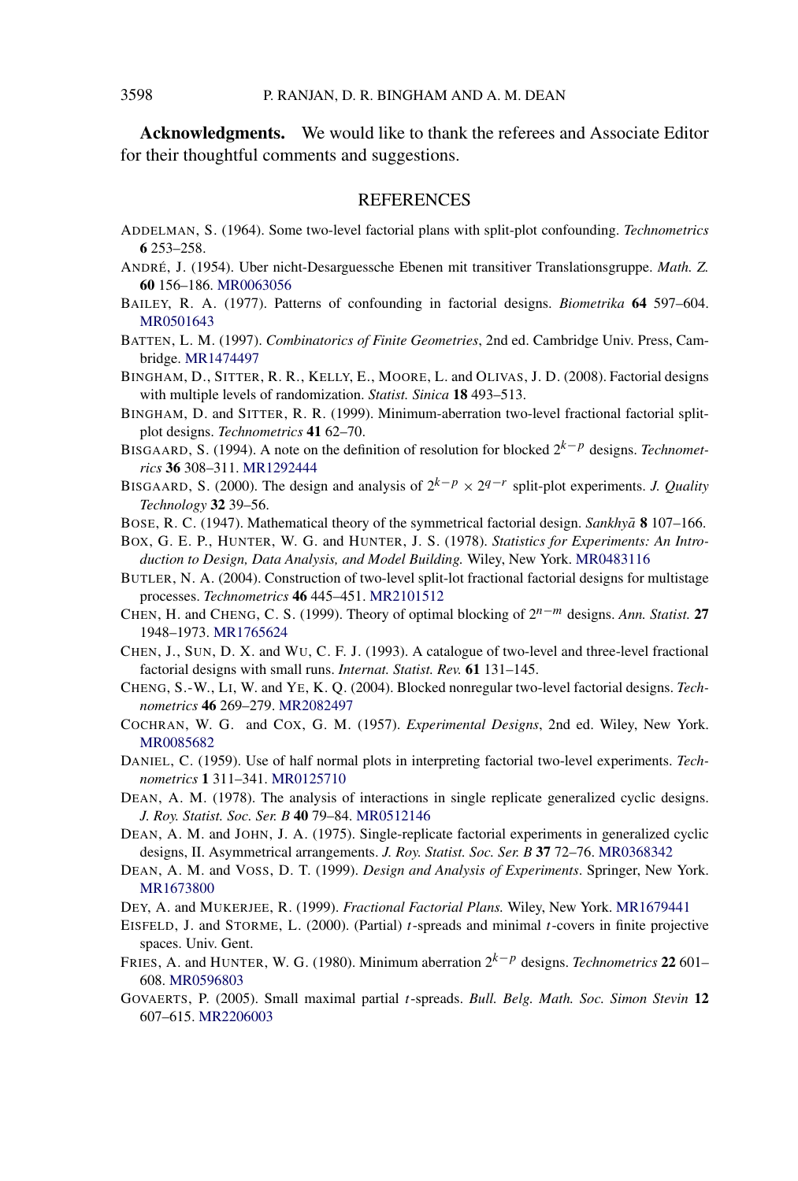**Acknowledgments.** We would like to thank the referees and Associate Editor for their thoughtful comments and suggestions.

## REFERENCES

ADDELMAN, S. (1964). Some two-level factorial plans with split-plot confounding. *Technometrics* **6** 253–258.

ANDRÉ, J. (1954). Uber nicht-Desarguessche Ebenen mit transitiver Translationsgruppe. *Math. Z.* **60** 156–186. MR0063056

BAILEY, R. A. (1977). Patterns of confounding in factorial designs. *Biometrika* **64** 597–604. MR0501643

BATTEN, L. M. (1997). *Combinatorics of Finite Geometries*, 2nd ed. Cambridge Univ. Press, Cambridge. MR1474497

BINGHAM, D., SITTER, R. R., KELLY, E., MOORE, L. and OLIVAS, J. D. (2008). Factorial designs with multiple levels of randomization. *Statist. Sinica* **18** 493–513.

BINGHAM, D. and SITTER, R. R. (1999). Minimum-aberration two-level fractional factorial split-plot designs. *Technometrics* **41** 62–70.

BISGAARD, S. (1994). A note on the definition of resolution for blocked $2^{k-p}$ designs. *Technometrics* **36** 308–311. MR1292444

BISGAARD, S. (2000). The design and analysis of $2^{k-p} \times 2^{q-r}$ split-plot experiments. *J. Quality Technology* **32** 39–56.

BOSE, R. C. (1947). Mathematical theory of the symmetrical factorial design. *Sankhyā* **8** 107–166.

BOX, G. E. P., HUNTER, W. G. and HUNTER, J. S. (1978). *Statistics for Experiments: An Introduction to Design, Data Analysis, and Model Building.* Wiley, New York. MR0483116

BUTLER, N. A. (2004). Construction of two-level split-lot fractional factorial designs for multistage processes. *Technometrics* **46** 445–451. MR2101512

CHEN, H. and CHENG, C. S. (1999). Theory of optimal blocking of $2^{n-m}$ designs. *Ann. Statist.* **27** 1948–1973. MR1765624

CHEN, J., SUN, D. X. and WU, C. F. J. (1993). A catalogue of two-level and three-level fractional factorial designs with small runs. *Internat. Statist. Rev.* **61** 131–145.

CHENG, S.-W., LI, W. and YE, K. Q. (2004). Blocked nonregular two-level factorial designs. *Technometrics* **46** 269–279. MR2082497

COCHRAN, W. G. and COX, G. M. (1957). *Experimental Designs*, 2nd ed. Wiley, New York. MR0085682

DANIEL, C. (1959). Use of half normal plots in interpreting factorial two-level experiments. *Technometrics* **1** 311–341. MR0125710

DEAN, A. M. (1978). The analysis of interactions in single replicate generalized cyclic designs. *J. Roy. Statist. Soc. Ser. B* **40** 79–84. MR0512146

DEAN, A. M. and JOHN, J. A. (1975). Single-replicate factorial experiments in generalized cyclic designs, II. Asymmetrical arrangements. *J. Roy. Statist. Soc. Ser. B* **37** 72–76. MR0368342

DEAN, A. M. and VOSS, D. T. (1999). *Design and Analysis of Experiments*. Springer, New York. MR1673800

DEY, A. and MUKERJEE, R. (1999). *Fractional Factorial Plans.* Wiley, New York. MR1679441

EISFELD, J. and STORME, L. (2000). (Partial) $t$-spreads and minimal $t$-covers in finite projective spaces. Univ. Gent.

FRIES, A. and HUNTER, W. G. (1980). Minimum aberration $2^{k-p}$ designs. *Technometrics* **22** 601–608. MR0596803

GOVAERTS, P. (2005). Small maximal partial $t$-spreads. *Bull. Belg. Math. Soc. Simon Stevin* **12** 607–615. MR2206003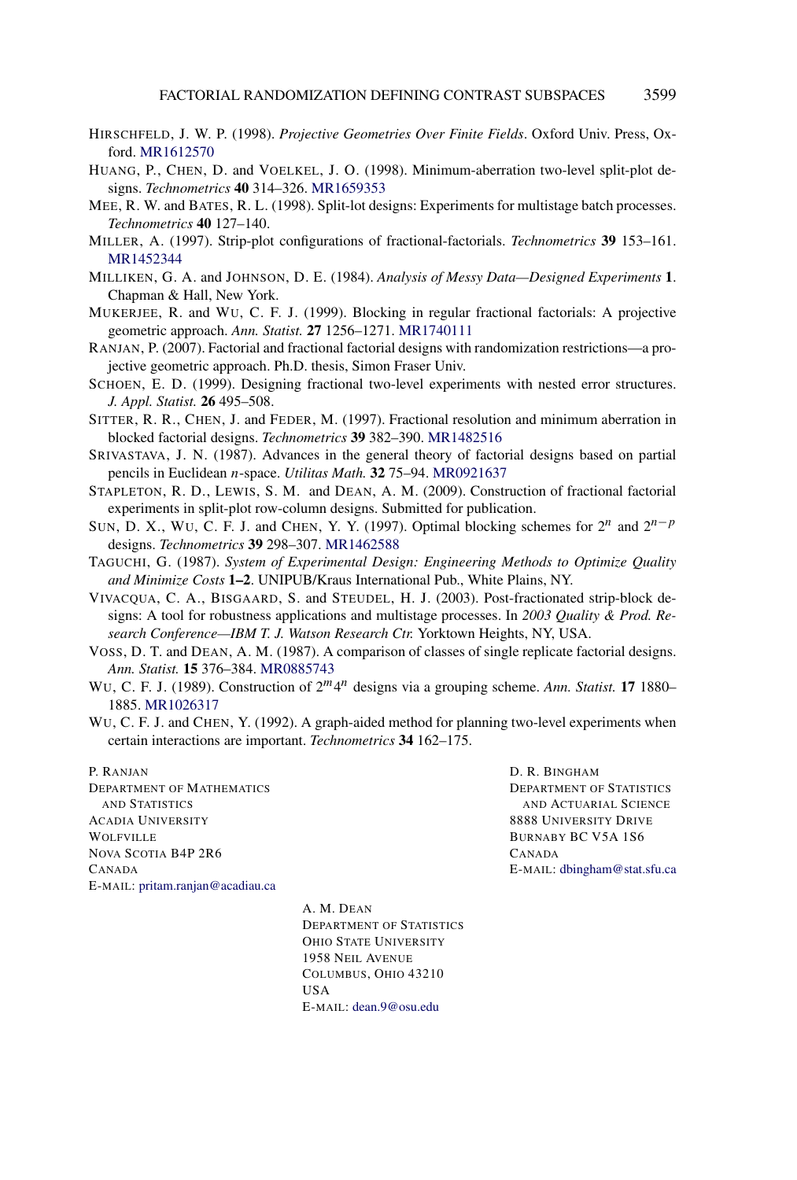HIRSCHFELD, J. W. P. (1998). *Projective Geometries Over Finite Fields*. Oxford Univ. Press, Oxford. MR1612570

HUANG, P., CHEN, D. and VOELKEL, J. O. (1998). Minimum-aberration two-level split-plot designs. *Technometrics* **40** 314–326. MR1659353

MEE, R. W. and BATES, R. L. (1998). Split-lot designs: Experiments for multistage batch processes. *Technometrics* **40** 127–140.

MILLER, A. (1997). Strip-plot configurations of fractional-factorials. *Technometrics* **39** 153–161. MR1452344

MILLIKEN, G. A. and JOHNSON, D. E. (1984). *Analysis of Messy Data—Designed Experiments* **1**. Chapman & Hall, New York.

MUKERJEE, R. and WU, C. F. J. (1999). Blocking in regular fractional factorials: A projective geometric approach. *Ann. Statist.* **27** 1256–1271. MR1740111

RANJAN, P. (2007). Factorial and fractional factorial designs with randomization restrictions—a projective geometric approach. Ph.D. thesis, Simon Fraser Univ.

SCHOEN, E. D. (1999). Designing fractional two-level experiments with nested error structures. *J. Appl. Statist.* **26** 495–508.

SITTER, R. R., CHEN, J. and FEDER, M. (1997). Fractional resolution and minimum aberration in blocked factorial designs. *Technometrics* **39** 382–390. MR1482516

SRIVASTAVA, J. N. (1987). Advances in the general theory of factorial designs based on partial pencils in Euclidean $n$-space. *Utilitas Math.* **32** 75–94. MR0921637

STAPLETON, R. D., LEWIS, S. M. and DEAN, A. M. (2009). Construction of fractional factorial experiments in split-plot row-column designs. Submitted for publication.

SUN, D. X., WU, C. F. J. and CHEN, Y. Y. (1997). Optimal blocking schemes for $2^n$ and $2^{n-p}$ designs. *Technometrics* **39** 298–307. MR1462588

TAGUCHI, G. (1987). *System of Experimental Design: Engineering Methods to Optimize Quality and Minimize Costs* **1–2**. UNIPUB/Kraus International Pub., White Plains, NY.

VIVACQUA, C. A., BISGAARD, S. and STEUDEL, H. J. (2003). Post-fractionated strip-block designs: A tool for robustness applications and multistage processes. In *2003 Quality & Prod. Research Conference—IBM T. J. Watson Research Ctr.* Yorktown Heights, NY, USA.

VOSS, D. T. and DEAN, A. M. (1987). A comparison of classes of single replicate factorial designs. *Ann. Statist.* **15** 376–384. MR0885743

WU, C. F. J. (1989). Construction of $2^m4^n$ designs via a grouping scheme. *Ann. Statist.* **17** 1880–1885. MR1026317

WU, C. F. J. and CHEN, Y. (1992). A graph-aided method for planning two-level experiments when certain interactions are important. *Technometrics* **34** 162–175.

P. RANJAN
DEPARTMENT OF MATHEMATICS
AND STATISTICS
ACADIA UNIVERSITY
WOLFVILLE
NOVA SCOTIA B4P 2R6
CANADA
E-MAIL: pritam.ranjan@acadiau.ca

D. R. BINGHAM
DEPARTMENT OF STATISTICS
AND ACTUARIAL SCIENCE
8888 UNIVERSITY DRIVE
BURNABY BC V5A 1S6
CANADA
E-MAIL: dbingham@stat.sfu.ca

A. M. DEAN
DEPARTMENT OF STATISTICS
OHIO STATE UNIVERSITY
1958 NEIL AVENUE
COLUMBUS, OHIO 43210
USA
E-MAIL: dean.9@osu.edu